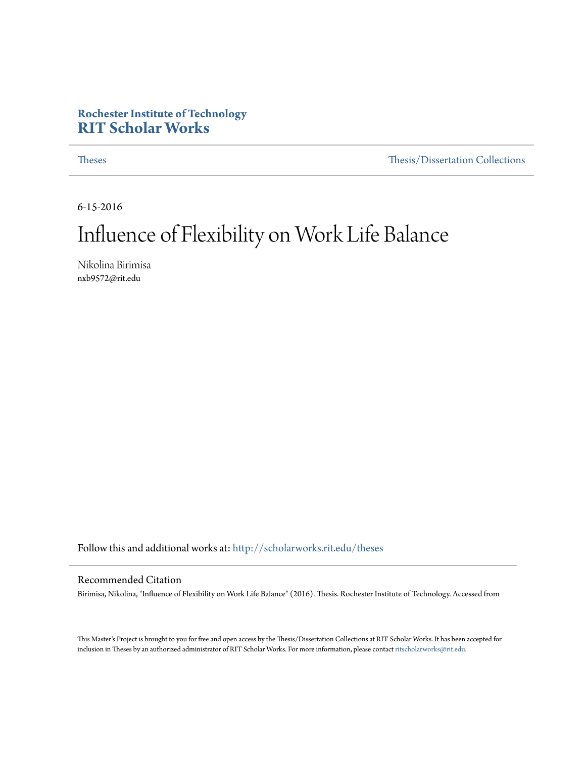**Rochester Institute of Technology**
# RIT Scholar Works

Theses | Thesis/Dissertation Collections

6-15-2016

# Influence of Flexibility on Work Life Balance

Nikolina Birimisa
nxb9572@rit.edu

Follow this and additional works at: http://scholarworks.rit.edu/theses

## Recommended Citation

Birimisa, Nikolina, "Influence of Flexibility on Work Life Balance" (2016). Thesis. Rochester Institute of Technology. Accessed from

This Master's Project is brought to you for free and open access by the Thesis/Dissertation Collections at RIT Scholar Works. It has been accepted for inclusion in Theses by an authorized administrator of RIT Scholar Works. For more information, please contact ritscholarworks@rit.edu.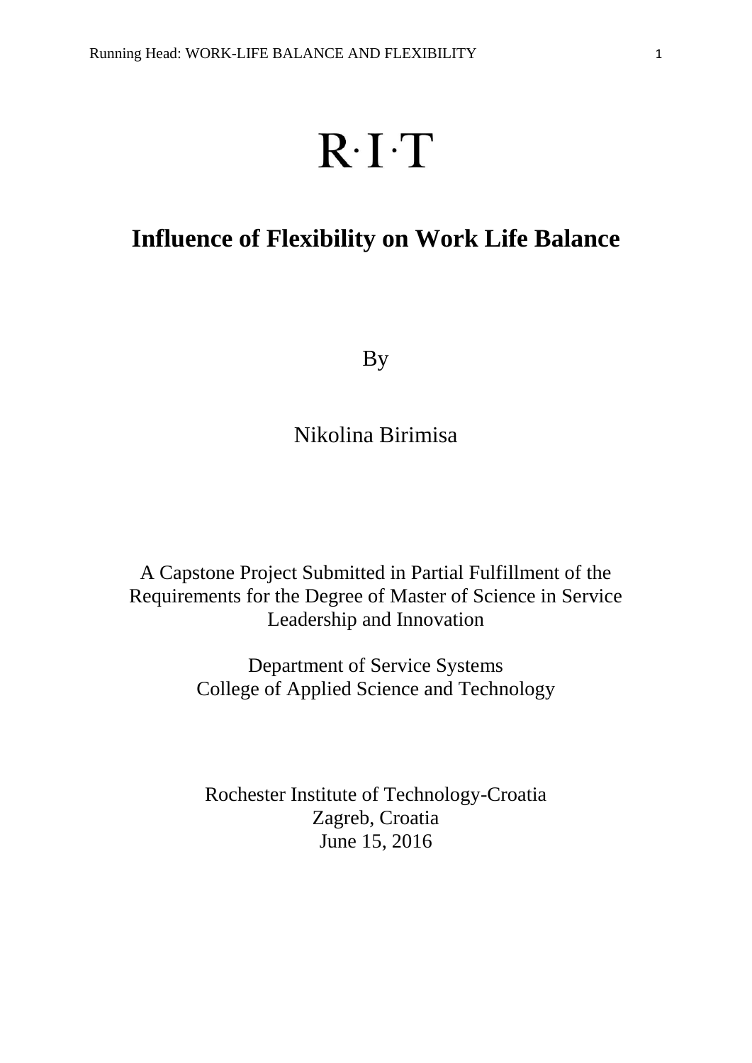R·I·T

# Influence of Flexibility on Work Life Balance

By

Nikolina Birimisa

A Capstone Project Submitted in Partial Fulfillment of the Requirements for the Degree of Master of Science in Service Leadership and Innovation

Department of Service Systems
College of Applied Science and Technology

Rochester Institute of Technology-Croatia
Zagreb, Croatia
June 15, 2016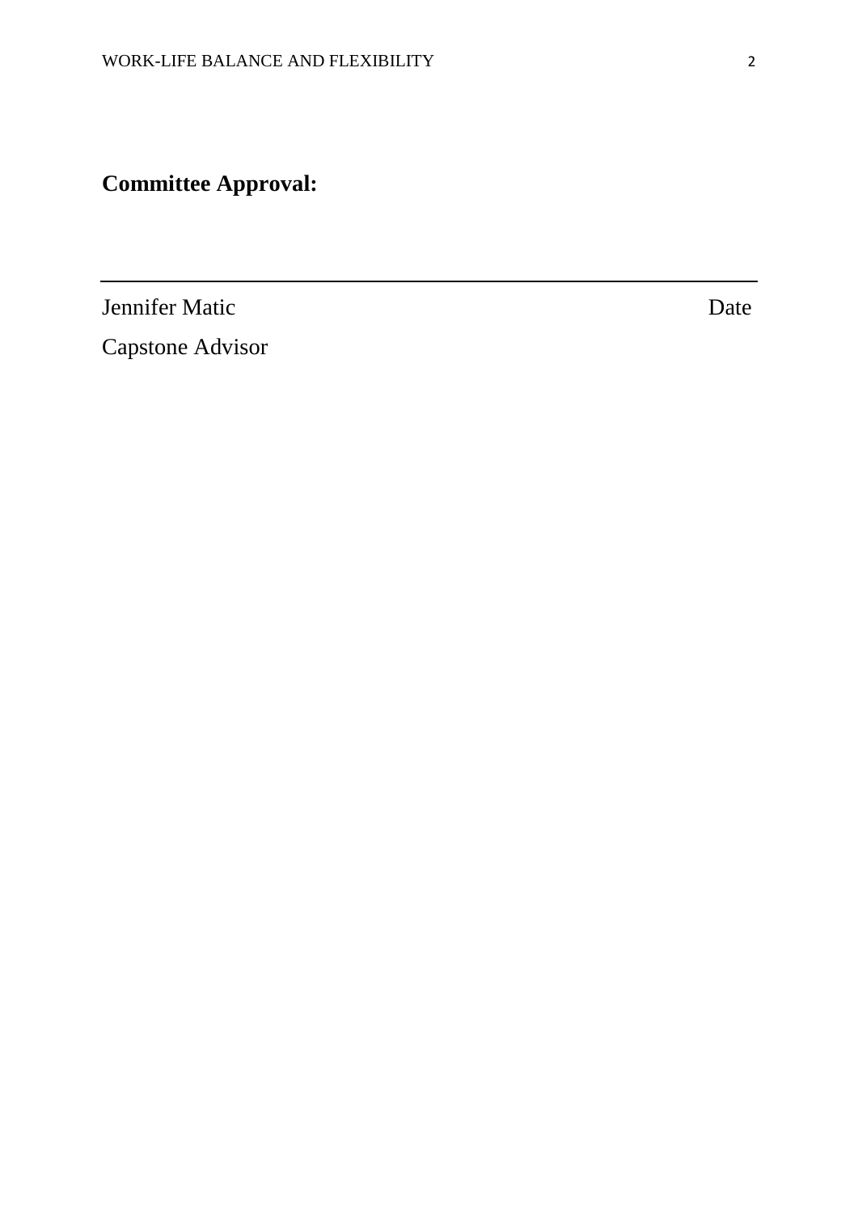**Committee Approval:**

---

Jennifer Matic                                                                 Date

Capstone Advisor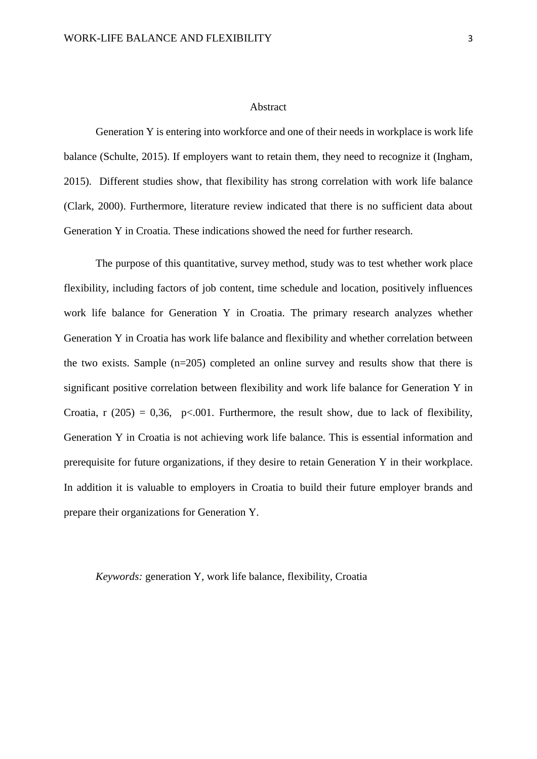# Abstract

Generation Y is entering into workforce and one of their needs in workplace is work life balance (Schulte, 2015). If employers want to retain them, they need to recognize it (Ingham, 2015). Different studies show, that flexibility has strong correlation with work life balance (Clark, 2000). Furthermore, literature review indicated that there is no sufficient data about Generation Y in Croatia. These indications showed the need for further research.

The purpose of this quantitative, survey method, study was to test whether work place flexibility, including factors of job content, time schedule and location, positively influences work life balance for Generation Y in Croatia. The primary research analyzes whether Generation Y in Croatia has work life balance and flexibility and whether correlation between the two exists. Sample (n=205) completed an online survey and results show that there is significant positive correlation between flexibility and work life balance for Generation Y in Croatia, $r(205) = 0{,}36$, $p<.001$. Furthermore, the result show, due to lack of flexibility, Generation Y in Croatia is not achieving work life balance. This is essential information and prerequisite for future organizations, if they desire to retain Generation Y in their workplace. In addition it is valuable to employers in Croatia to build their future employer brands and prepare their organizations for Generation Y.

*Keywords:* generation Y, work life balance, flexibility, Croatia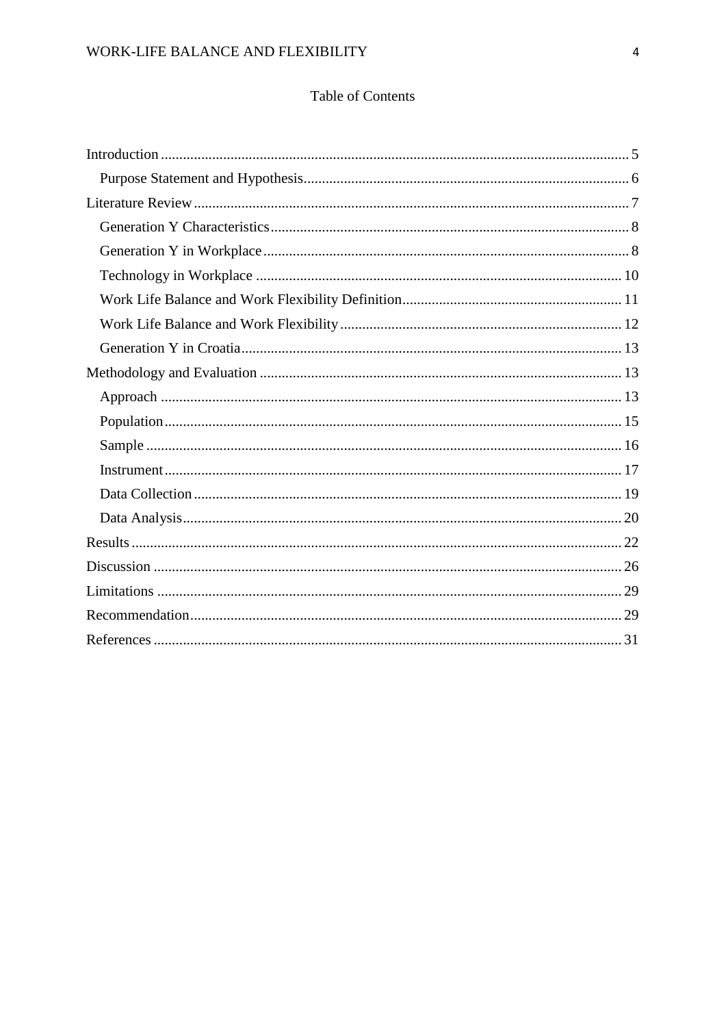# Table of Contents

Introduction ..... 5

- Purpose Statement and Hypothesis ..... 6

Literature Review ..... 7

- Generation Y Characteristics ..... 8
- Generation Y in Workplace ..... 8
- Technology in Workplace ..... 10
- Work Life Balance and Work Flexibility Definition ..... 11
- Work Life Balance and Work Flexibility ..... 12
- Generation Y in Croatia ..... 13

Methodology and Evaluation ..... 13

- Approach ..... 13
- Population ..... 15
- Sample ..... 16
- Instrument ..... 17
- Data Collection ..... 19
- Data Analysis ..... 20

Results ..... 22

Discussion ..... 26

Limitations ..... 29

Recommendation ..... 29

References ..... 31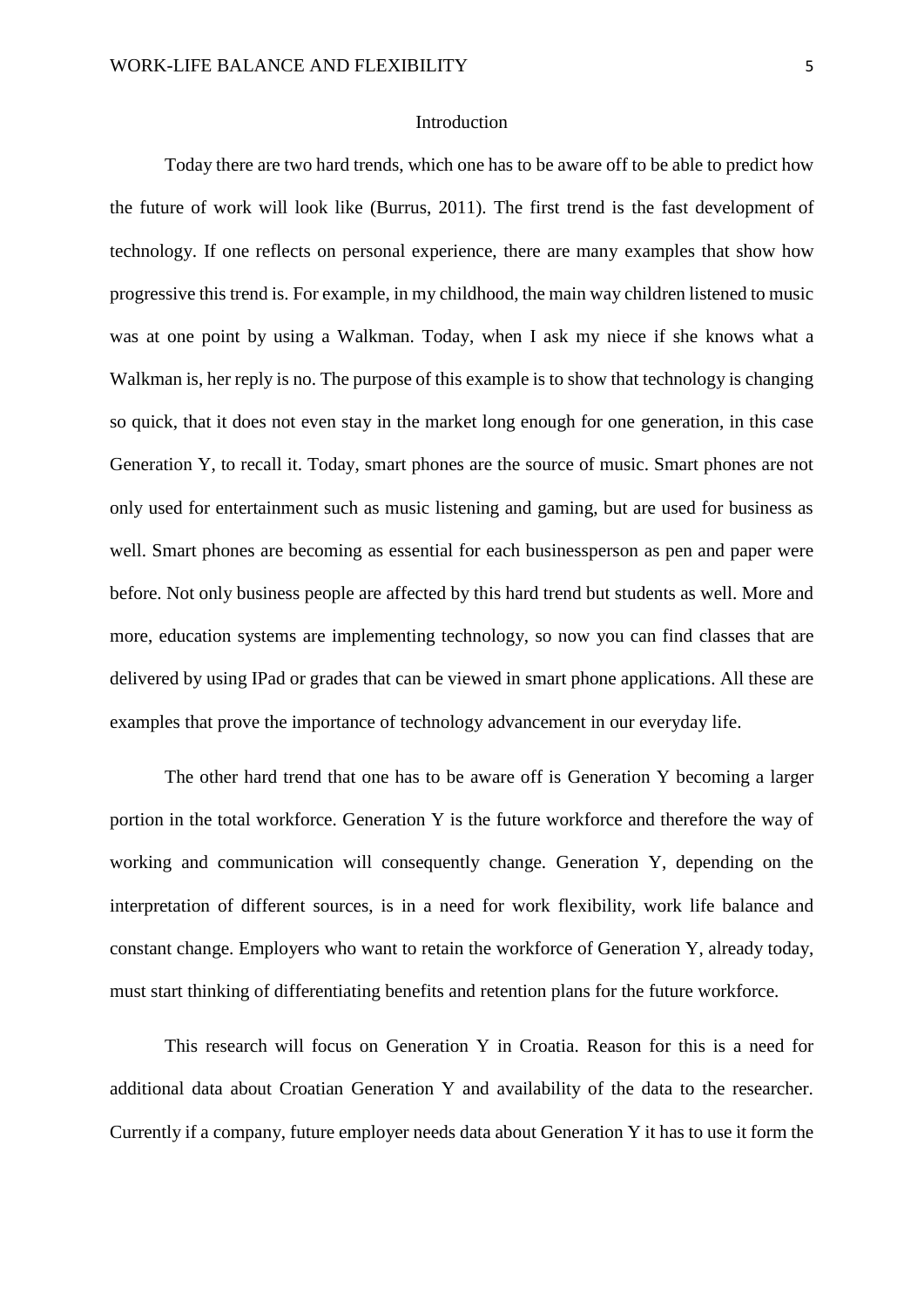# Introduction

Today there are two hard trends, which one has to be aware off to be able to predict how the future of work will look like (Burrus, 2011). The first trend is the fast development of technology. If one reflects on personal experience, there are many examples that show how progressive this trend is. For example, in my childhood, the main way children listened to music was at one point by using a Walkman. Today, when I ask my niece if she knows what a Walkman is, her reply is no. The purpose of this example is to show that technology is changing so quick, that it does not even stay in the market long enough for one generation, in this case Generation Y, to recall it. Today, smart phones are the source of music. Smart phones are not only used for entertainment such as music listening and gaming, but are used for business as well. Smart phones are becoming as essential for each businessperson as pen and paper were before. Not only business people are affected by this hard trend but students as well. More and more, education systems are implementing technology, so now you can find classes that are delivered by using IPad or grades that can be viewed in smart phone applications. All these are examples that prove the importance of technology advancement in our everyday life.

The other hard trend that one has to be aware off is Generation Y becoming a larger portion in the total workforce. Generation Y is the future workforce and therefore the way of working and communication will consequently change. Generation Y, depending on the interpretation of different sources, is in a need for work flexibility, work life balance and constant change. Employers who want to retain the workforce of Generation Y, already today, must start thinking of differentiating benefits and retention plans for the future workforce.

This research will focus on Generation Y in Croatia. Reason for this is a need for additional data about Croatian Generation Y and availability of the data to the researcher. Currently if a company, future employer needs data about Generation Y it has to use it form the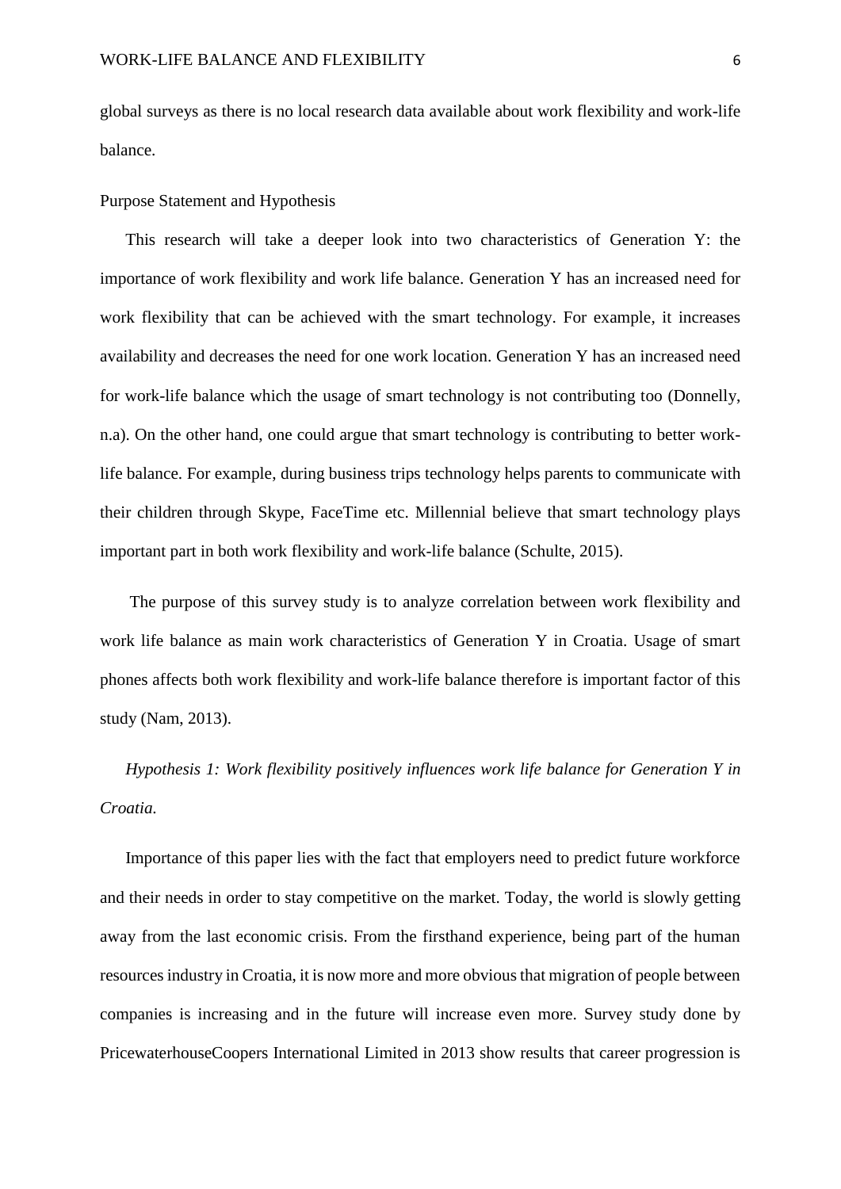global surveys as there is no local research data available about work flexibility and work-life balance.

## Purpose Statement and Hypothesis

This research will take a deeper look into two characteristics of Generation Y: the importance of work flexibility and work life balance. Generation Y has an increased need for work flexibility that can be achieved with the smart technology. For example, it increases availability and decreases the need for one work location. Generation Y has an increased need for work-life balance which the usage of smart technology is not contributing too (Donnelly, n.a). On the other hand, one could argue that smart technology is contributing to better work-life balance. For example, during business trips technology helps parents to communicate with their children through Skype, FaceTime etc. Millennial believe that smart technology plays important part in both work flexibility and work-life balance (Schulte, 2015).

The purpose of this survey study is to analyze correlation between work flexibility and work life balance as main work characteristics of Generation Y in Croatia. Usage of smart phones affects both work flexibility and work-life balance therefore is important factor of this study (Nam, 2013).

*Hypothesis 1: Work flexibility positively influences work life balance for Generation Y in Croatia.*

Importance of this paper lies with the fact that employers need to predict future workforce and their needs in order to stay competitive on the market. Today, the world is slowly getting away from the last economic crisis. From the firsthand experience, being part of the human resources industry in Croatia, it is now more and more obvious that migration of people between companies is increasing and in the future will increase even more. Survey study done by PricewaterhouseCoopers International Limited in 2013 show results that career progression is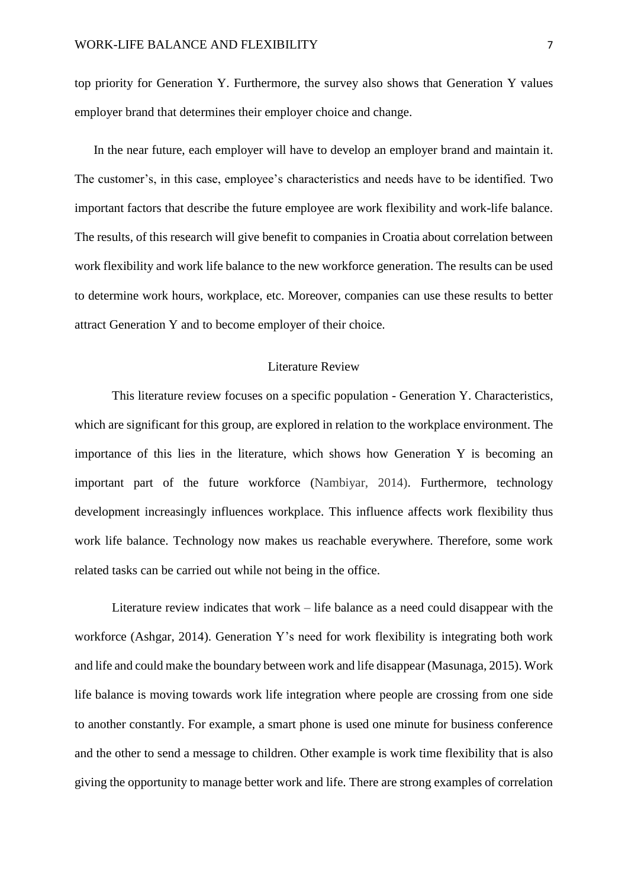top priority for Generation Y. Furthermore, the survey also shows that Generation Y values employer brand that determines their employer choice and change.

In the near future, each employer will have to develop an employer brand and maintain it. The customer's, in this case, employee's characteristics and needs have to be identified. Two important factors that describe the future employee are work flexibility and work-life balance. The results, of this research will give benefit to companies in Croatia about correlation between work flexibility and work life balance to the new workforce generation. The results can be used to determine work hours, workplace, etc. Moreover, companies can use these results to better attract Generation Y and to become employer of their choice.

## Literature Review

This literature review focuses on a specific population - Generation Y. Characteristics, which are significant for this group, are explored in relation to the workplace environment. The importance of this lies in the literature, which shows how Generation Y is becoming an important part of the future workforce (Nambiyar, 2014). Furthermore, technology development increasingly influences workplace. This influence affects work flexibility thus work life balance. Technology now makes us reachable everywhere. Therefore, some work related tasks can be carried out while not being in the office.

Literature review indicates that work – life balance as a need could disappear with the workforce (Ashgar, 2014). Generation Y's need for work flexibility is integrating both work and life and could make the boundary between work and life disappear (Masunaga, 2015). Work life balance is moving towards work life integration where people are crossing from one side to another constantly. For example, a smart phone is used one minute for business conference and the other to send a message to children. Other example is work time flexibility that is also giving the opportunity to manage better work and life. There are strong examples of correlation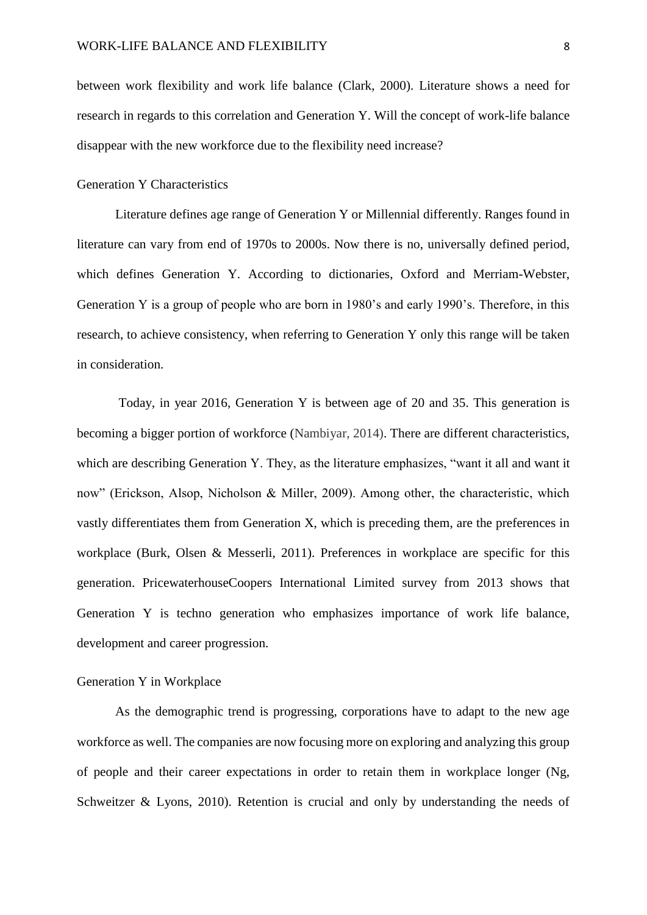between work flexibility and work life balance (Clark, 2000). Literature shows a need for research in regards to this correlation and Generation Y. Will the concept of work-life balance disappear with the new workforce due to the flexibility need increase?

## Generation Y Characteristics

Literature defines age range of Generation Y or Millennial differently. Ranges found in literature can vary from end of 1970s to 2000s. Now there is no, universally defined period, which defines Generation Y. According to dictionaries, Oxford and Merriam-Webster, Generation Y is a group of people who are born in 1980's and early 1990's. Therefore, in this research, to achieve consistency, when referring to Generation Y only this range will be taken in consideration.

Today, in year 2016, Generation Y is between age of 20 and 35. This generation is becoming a bigger portion of workforce (Nambiyar, 2014). There are different characteristics, which are describing Generation Y. They, as the literature emphasizes, "want it all and want it now" (Erickson, Alsop, Nicholson & Miller, 2009). Among other, the characteristic, which vastly differentiates them from Generation X, which is preceding them, are the preferences in workplace (Burk, Olsen & Messerli, 2011). Preferences in workplace are specific for this generation. PricewaterhouseCoopers International Limited survey from 2013 shows that Generation Y is techno generation who emphasizes importance of work life balance, development and career progression.

## Generation Y in Workplace

As the demographic trend is progressing, corporations have to adapt to the new age workforce as well. The companies are now focusing more on exploring and analyzing this group of people and their career expectations in order to retain them in workplace longer (Ng, Schweitzer & Lyons, 2010). Retention is crucial and only by understanding the needs of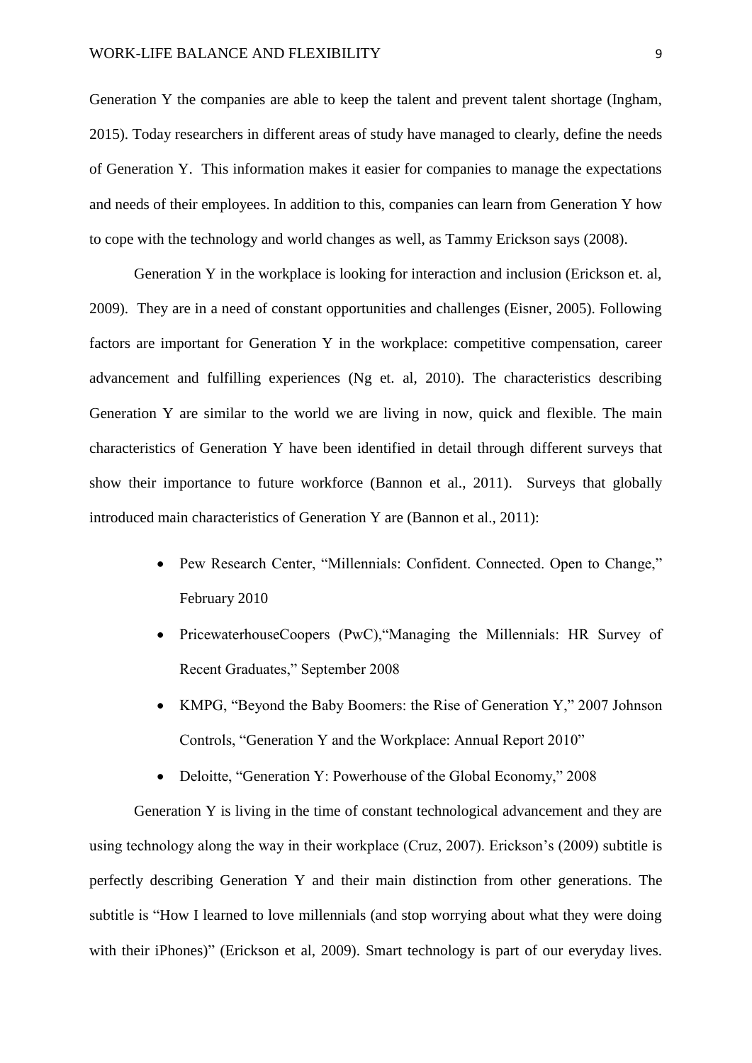Generation Y the companies are able to keep the talent and prevent talent shortage (Ingham, 2015). Today researchers in different areas of study have managed to clearly, define the needs of Generation Y. This information makes it easier for companies to manage the expectations and needs of their employees. In addition to this, companies can learn from Generation Y how to cope with the technology and world changes as well, as Tammy Erickson says (2008).

Generation Y in the workplace is looking for interaction and inclusion (Erickson et. al, 2009). They are in a need of constant opportunities and challenges (Eisner, 2005). Following factors are important for Generation Y in the workplace: competitive compensation, career advancement and fulfilling experiences (Ng et. al, 2010). The characteristics describing Generation Y are similar to the world we are living in now, quick and flexible. The main characteristics of Generation Y have been identified in detail through different surveys that show their importance to future workforce (Bannon et al., 2011). Surveys that globally introduced main characteristics of Generation Y are (Bannon et al., 2011):

- Pew Research Center, "Millennials: Confident. Connected. Open to Change," February 2010
- PricewaterhouseCoopers (PwC),"Managing the Millennials: HR Survey of Recent Graduates," September 2008
- KMPG, "Beyond the Baby Boomers: the Rise of Generation Y," 2007 Johnson Controls, "Generation Y and the Workplace: Annual Report 2010"
- Deloitte, "Generation Y: Powerhouse of the Global Economy," 2008

Generation Y is living in the time of constant technological advancement and they are using technology along the way in their workplace (Cruz, 2007). Erickson's (2009) subtitle is perfectly describing Generation Y and their main distinction from other generations. The subtitle is "How I learned to love millennials (and stop worrying about what they were doing with their iPhones)" (Erickson et al, 2009). Smart technology is part of our everyday lives.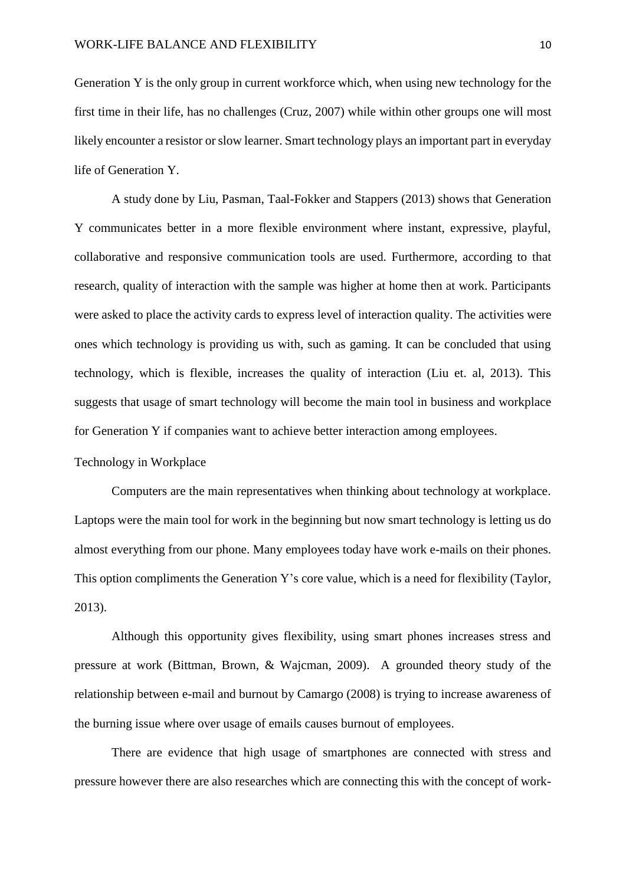Generation Y is the only group in current workforce which, when using new technology for the first time in their life, has no challenges (Cruz, 2007) while within other groups one will most likely encounter a resistor or slow learner. Smart technology plays an important part in everyday life of Generation Y.

A study done by Liu, Pasman, Taal-Fokker and Stappers (2013) shows that Generation Y communicates better in a more flexible environment where instant, expressive, playful, collaborative and responsive communication tools are used. Furthermore, according to that research, quality of interaction with the sample was higher at home then at work. Participants were asked to place the activity cards to express level of interaction quality. The activities were ones which technology is providing us with, such as gaming. It can be concluded that using technology, which is flexible, increases the quality of interaction (Liu et. al, 2013). This suggests that usage of smart technology will become the main tool in business and workplace for Generation Y if companies want to achieve better interaction among employees.

## Technology in Workplace

Computers are the main representatives when thinking about technology at workplace. Laptops were the main tool for work in the beginning but now smart technology is letting us do almost everything from our phone. Many employees today have work e-mails on their phones. This option compliments the Generation Y's core value, which is a need for flexibility (Taylor, 2013).

Although this opportunity gives flexibility, using smart phones increases stress and pressure at work (Bittman, Brown, & Wajcman, 2009). A grounded theory study of the relationship between e-mail and burnout by Camargo (2008) is trying to increase awareness of the burning issue where over usage of emails causes burnout of employees.

There are evidence that high usage of smartphones are connected with stress and pressure however there are also researches which are connecting this with the concept of work-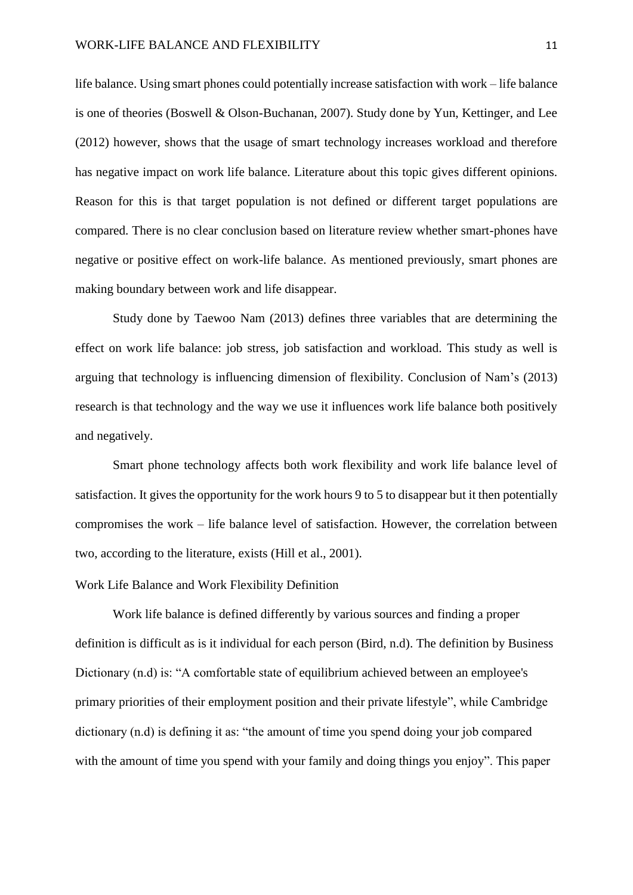life balance. Using smart phones could potentially increase satisfaction with work – life balance is one of theories (Boswell & Olson-Buchanan, 2007). Study done by Yun, Kettinger, and Lee (2012) however, shows that the usage of smart technology increases workload and therefore has negative impact on work life balance. Literature about this topic gives different opinions. Reason for this is that target population is not defined or different target populations are compared. There is no clear conclusion based on literature review whether smart-phones have negative or positive effect on work-life balance. As mentioned previously, smart phones are making boundary between work and life disappear.

Study done by Taewoo Nam (2013) defines three variables that are determining the effect on work life balance: job stress, job satisfaction and workload. This study as well is arguing that technology is influencing dimension of flexibility. Conclusion of Nam's (2013) research is that technology and the way we use it influences work life balance both positively and negatively.

Smart phone technology affects both work flexibility and work life balance level of satisfaction. It gives the opportunity for the work hours 9 to 5 to disappear but it then potentially compromises the work – life balance level of satisfaction. However, the correlation between two, according to the literature, exists (Hill et al., 2001).

## Work Life Balance and Work Flexibility Definition

Work life balance is defined differently by various sources and finding a proper definition is difficult as is it individual for each person (Bird, n.d). The definition by Business Dictionary (n.d) is: "A comfortable state of equilibrium achieved between an employee's primary priorities of their employment position and their private lifestyle", while Cambridge dictionary (n.d) is defining it as: "the amount of time you spend doing your job compared with the amount of time you spend with your family and doing things you enjoy". This paper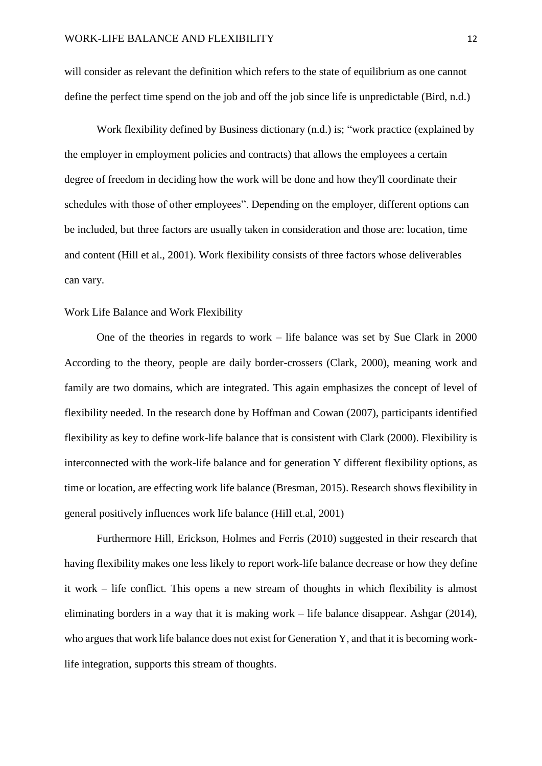will consider as relevant the definition which refers to the state of equilibrium as one cannot define the perfect time spend on the job and off the job since life is unpredictable (Bird, n.d.)

Work flexibility defined by Business dictionary (n.d.) is; "work practice (explained by the employer in employment policies and contracts) that allows the employees a certain degree of freedom in deciding how the work will be done and how they'll coordinate their schedules with those of other employees". Depending on the employer, different options can be included, but three factors are usually taken in consideration and those are: location, time and content (Hill et al., 2001). Work flexibility consists of three factors whose deliverables can vary.

## Work Life Balance and Work Flexibility

One of the theories in regards to work – life balance was set by Sue Clark in 2000 According to the theory, people are daily border-crossers (Clark, 2000), meaning work and family are two domains, which are integrated. This again emphasizes the concept of level of flexibility needed. In the research done by Hoffman and Cowan (2007), participants identified flexibility as key to define work-life balance that is consistent with Clark (2000). Flexibility is interconnected with the work-life balance and for generation Y different flexibility options, as time or location, are effecting work life balance (Bresman, 2015). Research shows flexibility in general positively influences work life balance (Hill et.al, 2001)

Furthermore Hill, Erickson, Holmes and Ferris (2010) suggested in their research that having flexibility makes one less likely to report work-life balance decrease or how they define it work – life conflict. This opens a new stream of thoughts in which flexibility is almost eliminating borders in a way that it is making work – life balance disappear. Ashgar (2014), who argues that work life balance does not exist for Generation Y, and that it is becoming work-life integration, supports this stream of thoughts.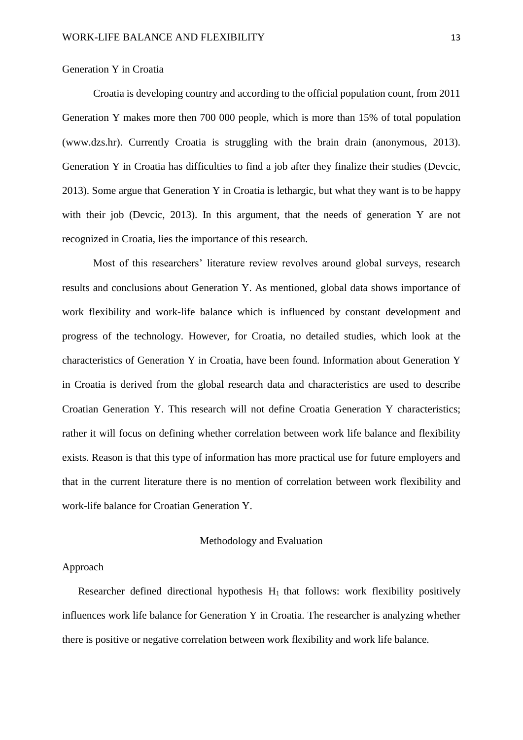Generation Y in Croatia

Croatia is developing country and according to the official population count, from 2011 Generation Y makes more then 700 000 people, which is more than 15% of total population (www.dzs.hr). Currently Croatia is struggling with the brain drain (anonymous, 2013). Generation Y in Croatia has difficulties to find a job after they finalize their studies (Devcic, 2013). Some argue that Generation Y in Croatia is lethargic, but what they want is to be happy with their job (Devcic, 2013). In this argument, that the needs of generation Y are not recognized in Croatia, lies the importance of this research.

Most of this researchers' literature review revolves around global surveys, research results and conclusions about Generation Y. As mentioned, global data shows importance of work flexibility and work-life balance which is influenced by constant development and progress of the technology. However, for Croatia, no detailed studies, which look at the characteristics of Generation Y in Croatia, have been found. Information about Generation Y in Croatia is derived from the global research data and characteristics are used to describe Croatian Generation Y. This research will not define Croatia Generation Y characteristics; rather it will focus on defining whether correlation between work life balance and flexibility exists. Reason is that this type of information has more practical use for future employers and that in the current literature there is no mention of correlation between work flexibility and work-life balance for Croatian Generation Y.

## Methodology and Evaluation

Approach

Researcher defined directional hypothesis $H_1$ that follows: work flexibility positively influences work life balance for Generation Y in Croatia. The researcher is analyzing whether there is positive or negative correlation between work flexibility and work life balance.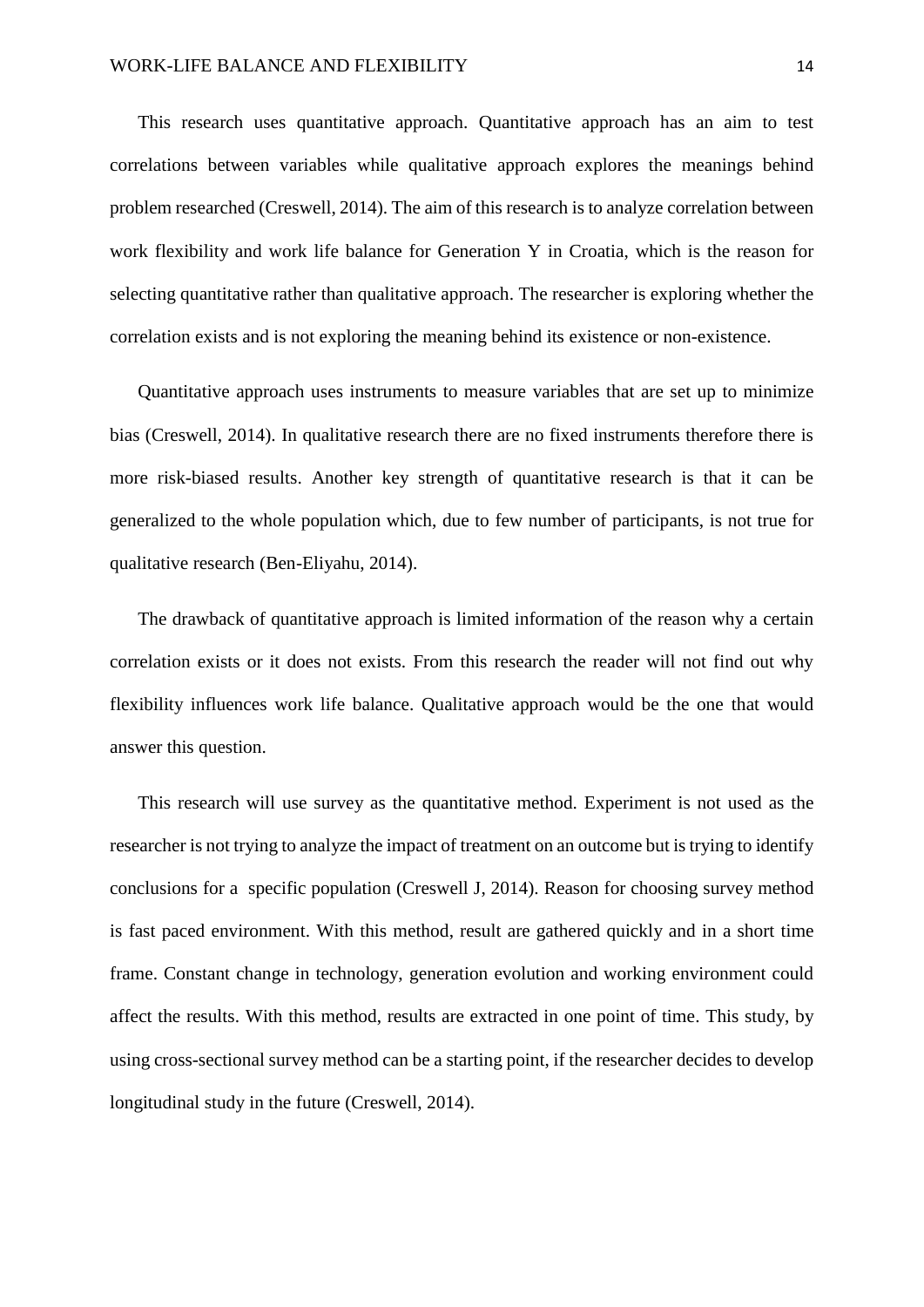This research uses quantitative approach. Quantitative approach has an aim to test correlations between variables while qualitative approach explores the meanings behind problem researched (Creswell, 2014). The aim of this research is to analyze correlation between work flexibility and work life balance for Generation Y in Croatia, which is the reason for selecting quantitative rather than qualitative approach. The researcher is exploring whether the correlation exists and is not exploring the meaning behind its existence or non-existence.

Quantitative approach uses instruments to measure variables that are set up to minimize bias (Creswell, 2014). In qualitative research there are no fixed instruments therefore there is more risk-biased results. Another key strength of quantitative research is that it can be generalized to the whole population which, due to few number of participants, is not true for qualitative research (Ben-Eliyahu, 2014).

The drawback of quantitative approach is limited information of the reason why a certain correlation exists or it does not exists. From this research the reader will not find out why flexibility influences work life balance. Qualitative approach would be the one that would answer this question.

This research will use survey as the quantitative method. Experiment is not used as the researcher is not trying to analyze the impact of treatment on an outcome but is trying to identify conclusions for a specific population (Creswell J, 2014). Reason for choosing survey method is fast paced environment. With this method, result are gathered quickly and in a short time frame. Constant change in technology, generation evolution and working environment could affect the results. With this method, results are extracted in one point of time. This study, by using cross-sectional survey method can be a starting point, if the researcher decides to develop longitudinal study in the future (Creswell, 2014).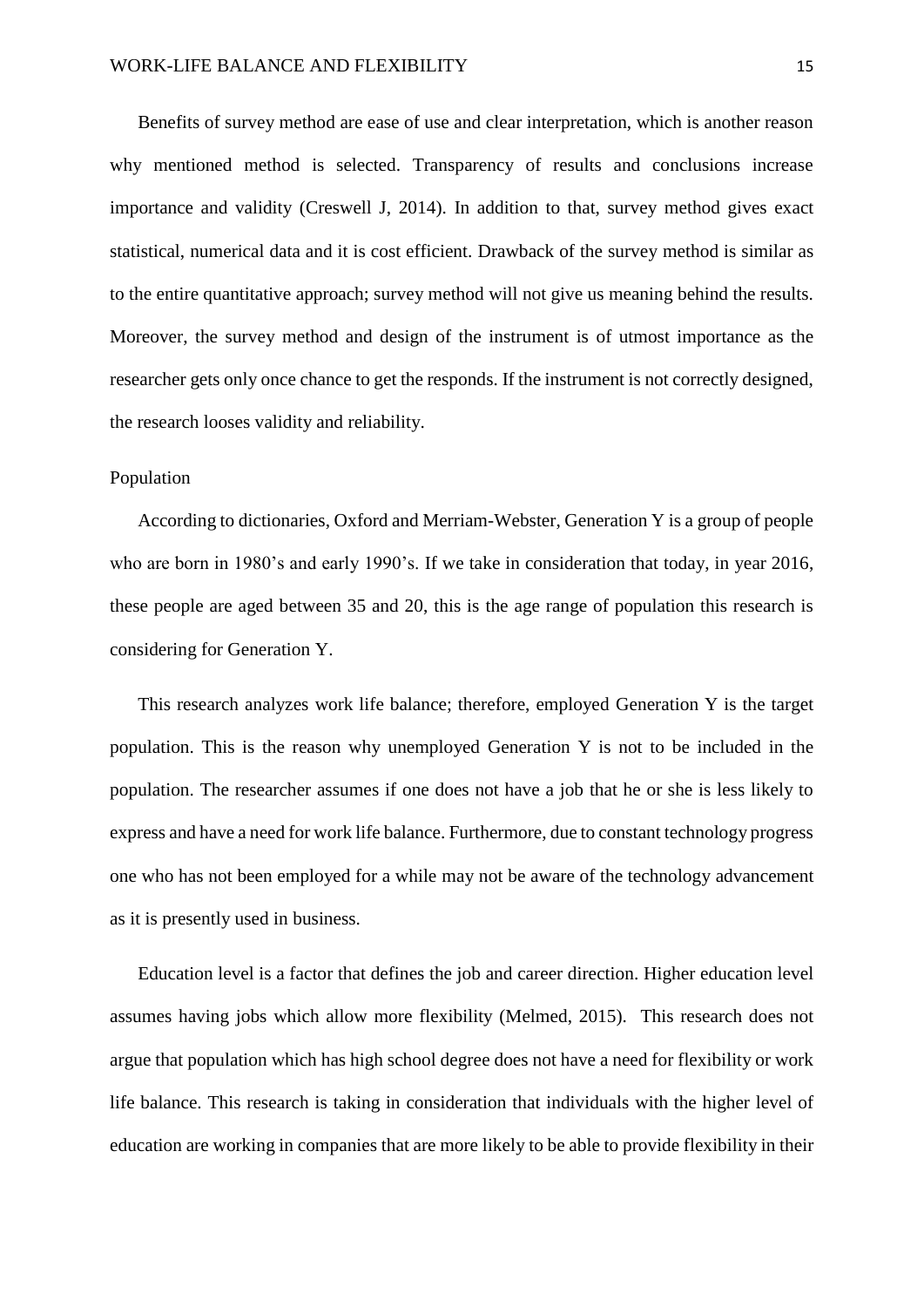Benefits of survey method are ease of use and clear interpretation, which is another reason why mentioned method is selected. Transparency of results and conclusions increase importance and validity (Creswell J, 2014). In addition to that, survey method gives exact statistical, numerical data and it is cost efficient. Drawback of the survey method is similar as to the entire quantitative approach; survey method will not give us meaning behind the results. Moreover, the survey method and design of the instrument is of utmost importance as the researcher gets only once chance to get the responds. If the instrument is not correctly designed, the research looses validity and reliability.

## Population

According to dictionaries, Oxford and Merriam-Webster, Generation Y is a group of people who are born in 1980's and early 1990's. If we take in consideration that today, in year 2016, these people are aged between 35 and 20, this is the age range of population this research is considering for Generation Y.

This research analyzes work life balance; therefore, employed Generation Y is the target population. This is the reason why unemployed Generation Y is not to be included in the population. The researcher assumes if one does not have a job that he or she is less likely to express and have a need for work life balance. Furthermore, due to constant technology progress one who has not been employed for a while may not be aware of the technology advancement as it is presently used in business.

Education level is a factor that defines the job and career direction. Higher education level assumes having jobs which allow more flexibility (Melmed, 2015). This research does not argue that population which has high school degree does not have a need for flexibility or work life balance. This research is taking in consideration that individuals with the higher level of education are working in companies that are more likely to be able to provide flexibility in their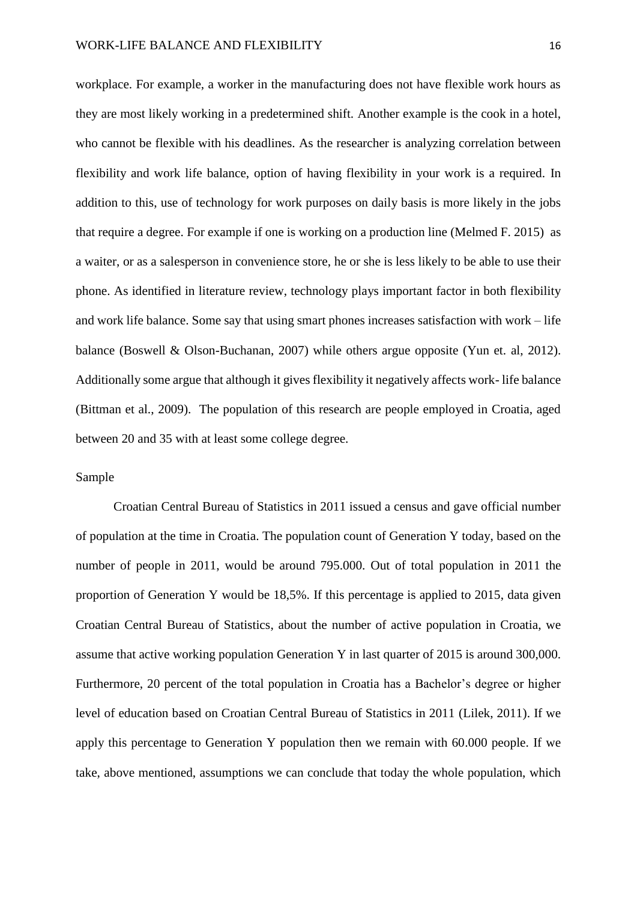workplace. For example, a worker in the manufacturing does not have flexible work hours as they are most likely working in a predetermined shift. Another example is the cook in a hotel, who cannot be flexible with his deadlines. As the researcher is analyzing correlation between flexibility and work life balance, option of having flexibility in your work is a required. In addition to this, use of technology for work purposes on daily basis is more likely in the jobs that require a degree. For example if one is working on a production line (Melmed F. 2015) as a waiter, or as a salesperson in convenience store, he or she is less likely to be able to use their phone. As identified in literature review, technology plays important factor in both flexibility and work life balance. Some say that using smart phones increases satisfaction with work – life balance (Boswell & Olson-Buchanan, 2007) while others argue opposite (Yun et. al, 2012). Additionally some argue that although it gives flexibility it negatively affects work- life balance (Bittman et al., 2009). The population of this research are people employed in Croatia, aged between 20 and 35 with at least some college degree.

## Sample

Croatian Central Bureau of Statistics in 2011 issued a census and gave official number of population at the time in Croatia. The population count of Generation Y today, based on the number of people in 2011, would be around 795.000. Out of total population in 2011 the proportion of Generation Y would be 18,5%. If this percentage is applied to 2015, data given Croatian Central Bureau of Statistics, about the number of active population in Croatia, we assume that active working population Generation Y in last quarter of 2015 is around 300,000. Furthermore, 20 percent of the total population in Croatia has a Bachelor's degree or higher level of education based on Croatian Central Bureau of Statistics in 2011 (Lilek, 2011). If we apply this percentage to Generation Y population then we remain with 60.000 people. If we take, above mentioned, assumptions we can conclude that today the whole population, which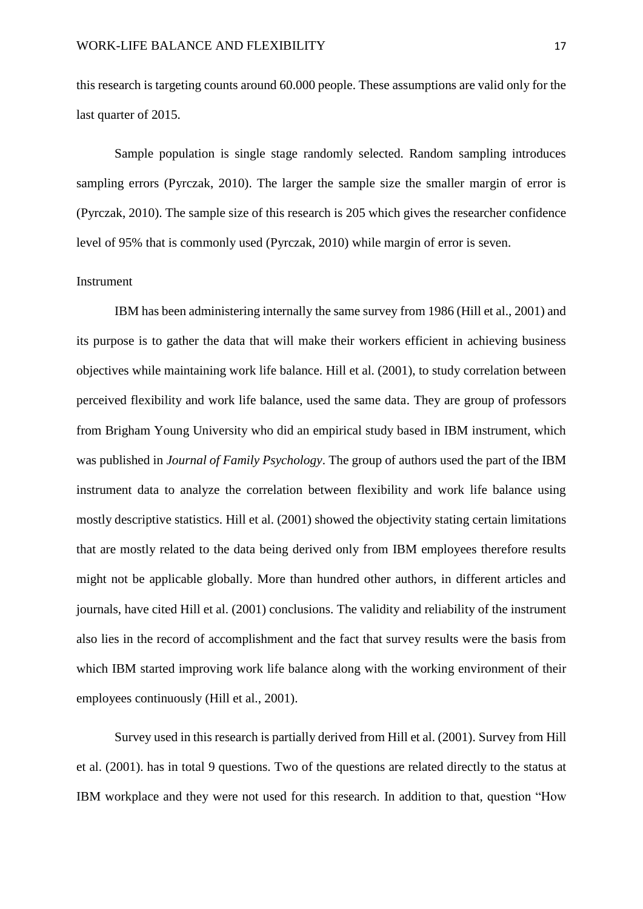this research is targeting counts around 60.000 people. These assumptions are valid only for the last quarter of 2015.

Sample population is single stage randomly selected. Random sampling introduces sampling errors (Pyrczak, 2010). The larger the sample size the smaller margin of error is (Pyrczak, 2010). The sample size of this research is 205 which gives the researcher confidence level of 95% that is commonly used (Pyrczak, 2010) while margin of error is seven.

## Instrument

IBM has been administering internally the same survey from 1986 (Hill et al., 2001) and its purpose is to gather the data that will make their workers efficient in achieving business objectives while maintaining work life balance. Hill et al. (2001), to study correlation between perceived flexibility and work life balance, used the same data. They are group of professors from Brigham Young University who did an empirical study based in IBM instrument, which was published in *Journal of Family Psychology*. The group of authors used the part of the IBM instrument data to analyze the correlation between flexibility and work life balance using mostly descriptive statistics. Hill et al. (2001) showed the objectivity stating certain limitations that are mostly related to the data being derived only from IBM employees therefore results might not be applicable globally. More than hundred other authors, in different articles and journals, have cited Hill et al. (2001) conclusions. The validity and reliability of the instrument also lies in the record of accomplishment and the fact that survey results were the basis from which IBM started improving work life balance along with the working environment of their employees continuously (Hill et al., 2001).

Survey used in this research is partially derived from Hill et al. (2001). Survey from Hill et al. (2001). has in total 9 questions. Two of the questions are related directly to the status at IBM workplace and they were not used for this research. In addition to that, question "How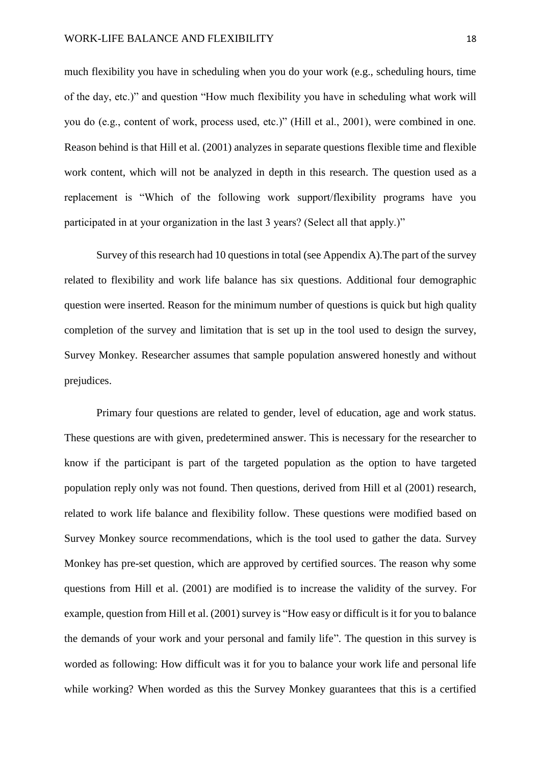much flexibility you have in scheduling when you do your work (e.g., scheduling hours, time of the day, etc.)" and question "How much flexibility you have in scheduling what work will you do (e.g., content of work, process used, etc.)" (Hill et al., 2001), were combined in one. Reason behind is that Hill et al. (2001) analyzes in separate questions flexible time and flexible work content, which will not be analyzed in depth in this research. The question used as a replacement is "Which of the following work support/flexibility programs have you participated in at your organization in the last 3 years? (Select all that apply.)"

Survey of this research had 10 questions in total (see Appendix A).The part of the survey related to flexibility and work life balance has six questions. Additional four demographic question were inserted. Reason for the minimum number of questions is quick but high quality completion of the survey and limitation that is set up in the tool used to design the survey, Survey Monkey. Researcher assumes that sample population answered honestly and without prejudices.

Primary four questions are related to gender, level of education, age and work status. These questions are with given, predetermined answer. This is necessary for the researcher to know if the participant is part of the targeted population as the option to have targeted population reply only was not found. Then questions, derived from Hill et al (2001) research, related to work life balance and flexibility follow. These questions were modified based on Survey Monkey source recommendations, which is the tool used to gather the data. Survey Monkey has pre-set question, which are approved by certified sources. The reason why some questions from Hill et al. (2001) are modified is to increase the validity of the survey. For example, question from Hill et al. (2001) survey is "How easy or difficult is it for you to balance the demands of your work and your personal and family life". The question in this survey is worded as following: How difficult was it for you to balance your work life and personal life while working? When worded as this the Survey Monkey guarantees that this is a certified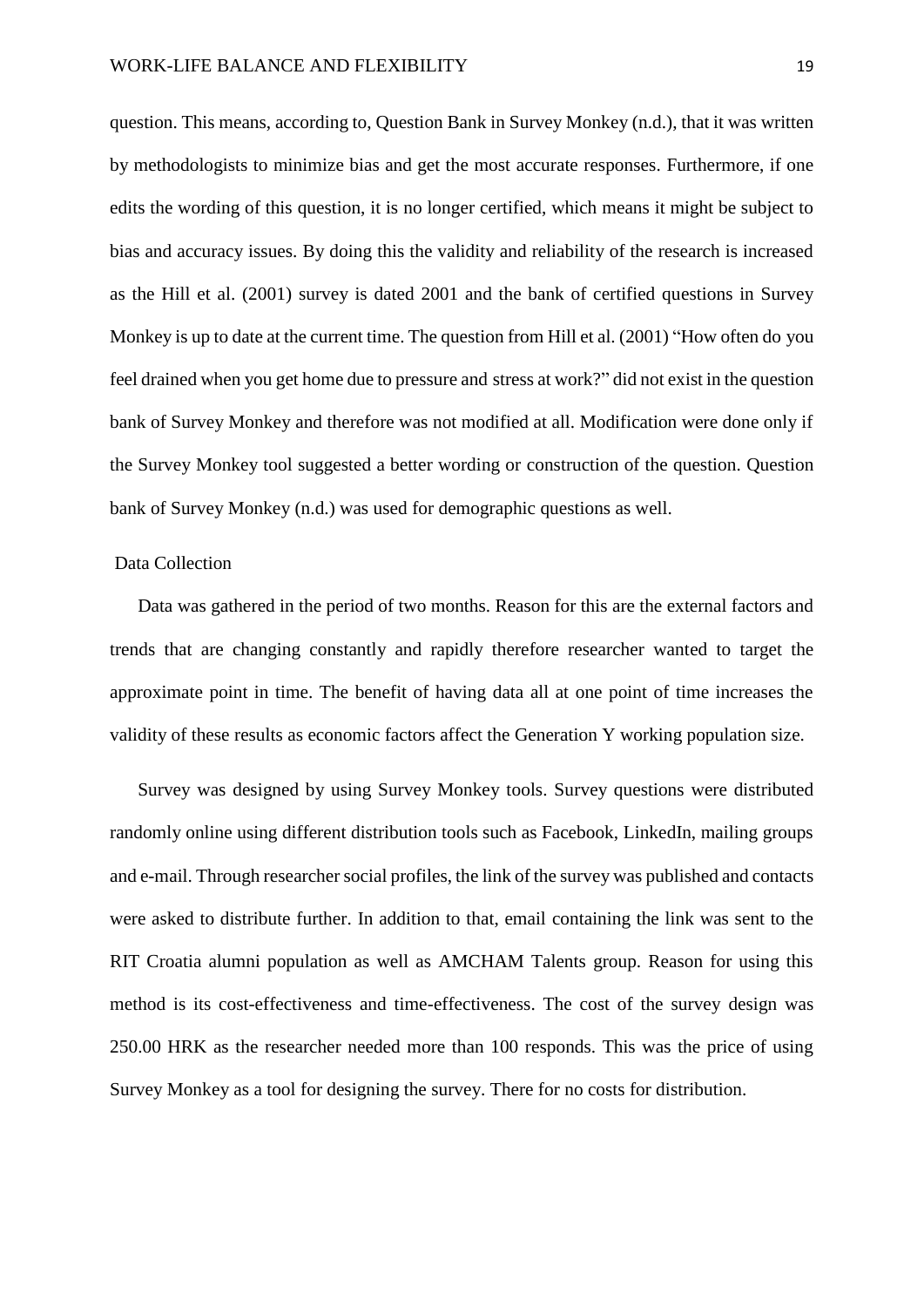question. This means, according to, Question Bank in Survey Monkey (n.d.), that it was written by methodologists to minimize bias and get the most accurate responses. Furthermore, if one edits the wording of this question, it is no longer certified, which means it might be subject to bias and accuracy issues. By doing this the validity and reliability of the research is increased as the Hill et al. (2001) survey is dated 2001 and the bank of certified questions in Survey Monkey is up to date at the current time. The question from Hill et al. (2001) "How often do you feel drained when you get home due to pressure and stress at work?" did not exist in the question bank of Survey Monkey and therefore was not modified at all. Modification were done only if the Survey Monkey tool suggested a better wording or construction of the question. Question bank of Survey Monkey (n.d.) was used for demographic questions as well.

## Data Collection

Data was gathered in the period of two months. Reason for this are the external factors and trends that are changing constantly and rapidly therefore researcher wanted to target the approximate point in time. The benefit of having data all at one point of time increases the validity of these results as economic factors affect the Generation Y working population size.

Survey was designed by using Survey Monkey tools. Survey questions were distributed randomly online using different distribution tools such as Facebook, LinkedIn, mailing groups and e-mail. Through researcher social profiles, the link of the survey was published and contacts were asked to distribute further. In addition to that, email containing the link was sent to the RIT Croatia alumni population as well as AMCHAM Talents group. Reason for using this method is its cost-effectiveness and time-effectiveness. The cost of the survey design was 250.00 HRK as the researcher needed more than 100 responds. This was the price of using Survey Monkey as a tool for designing the survey. There for no costs for distribution.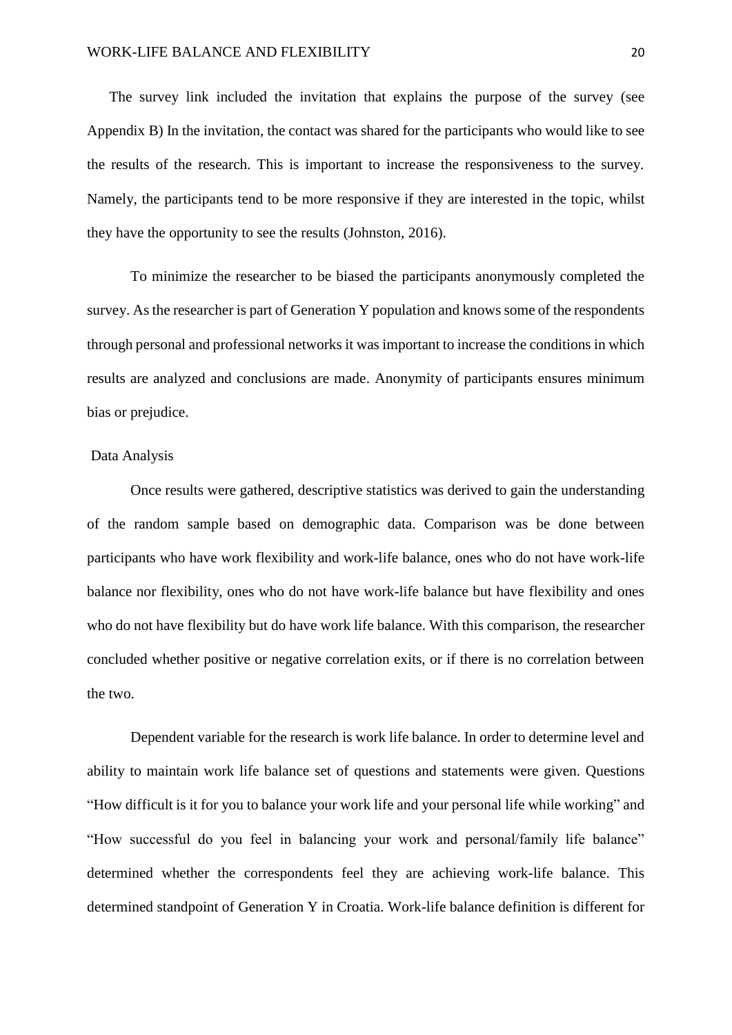The survey link included the invitation that explains the purpose of the survey (see Appendix B) In the invitation, the contact was shared for the participants who would like to see the results of the research. This is important to increase the responsiveness to the survey. Namely, the participants tend to be more responsive if they are interested in the topic, whilst they have the opportunity to see the results (Johnston, 2016).

To minimize the researcher to be biased the participants anonymously completed the survey. As the researcher is part of Generation Y population and knows some of the respondents through personal and professional networks it was important to increase the conditions in which results are analyzed and conclusions are made. Anonymity of participants ensures minimum bias or prejudice.

## Data Analysis

Once results were gathered, descriptive statistics was derived to gain the understanding of the random sample based on demographic data. Comparison was be done between participants who have work flexibility and work-life balance, ones who do not have work-life balance nor flexibility, ones who do not have work-life balance but have flexibility and ones who do not have flexibility but do have work life balance. With this comparison, the researcher concluded whether positive or negative correlation exits, or if there is no correlation between the two.

Dependent variable for the research is work life balance. In order to determine level and ability to maintain work life balance set of questions and statements were given. Questions "How difficult is it for you to balance your work life and your personal life while working" and "How successful do you feel in balancing your work and personal/family life balance" determined whether the correspondents feel they are achieving work-life balance. This determined standpoint of Generation Y in Croatia. Work-life balance definition is different for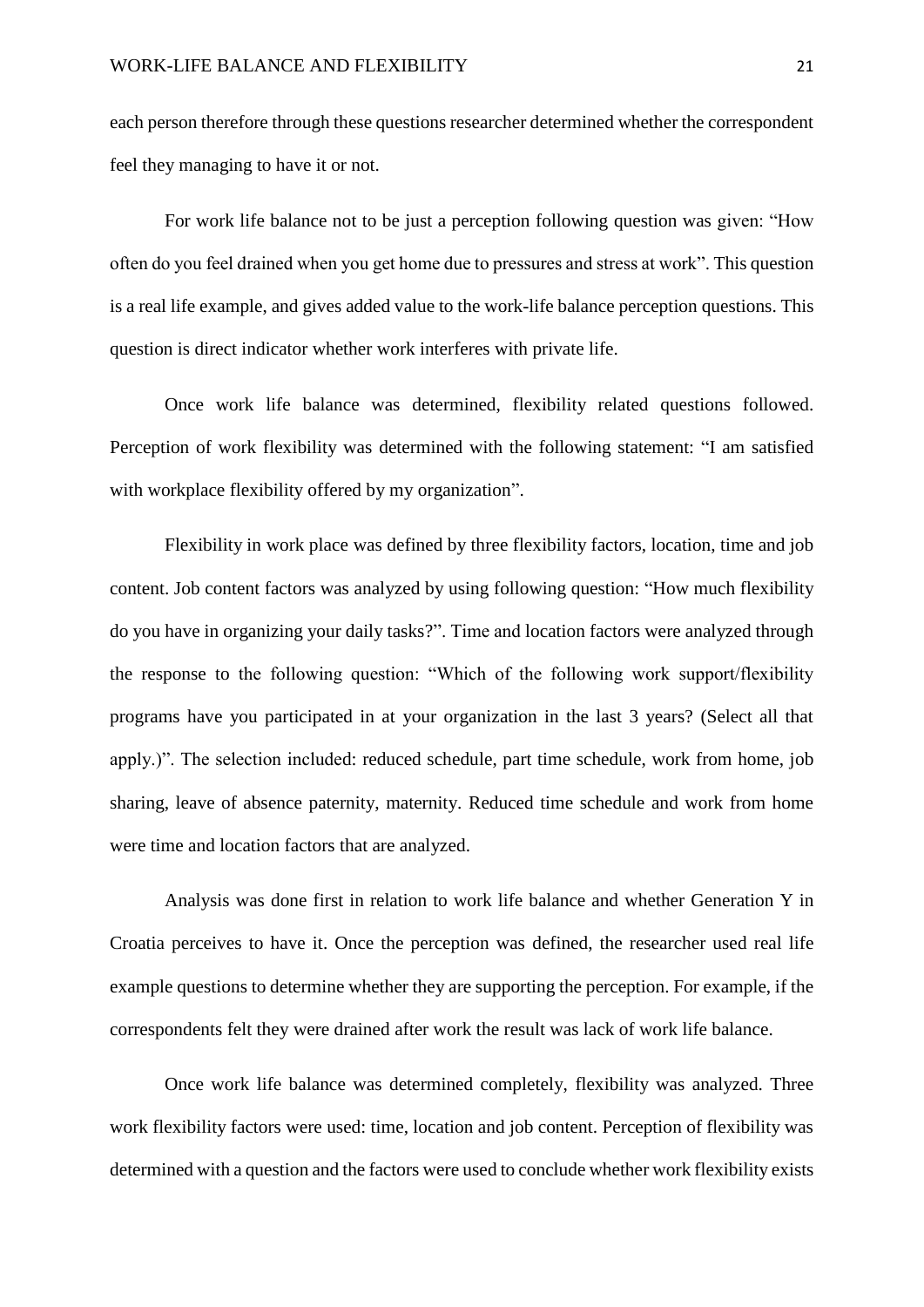each person therefore through these questions researcher determined whether the correspondent feel they managing to have it or not.

For work life balance not to be just a perception following question was given: "How often do you feel drained when you get home due to pressures and stress at work". This question is a real life example, and gives added value to the work-life balance perception questions. This question is direct indicator whether work interferes with private life.

Once work life balance was determined, flexibility related questions followed. Perception of work flexibility was determined with the following statement: "I am satisfied with workplace flexibility offered by my organization".

Flexibility in work place was defined by three flexibility factors, location, time and job content. Job content factors was analyzed by using following question: "How much flexibility do you have in organizing your daily tasks?". Time and location factors were analyzed through the response to the following question: "Which of the following work support/flexibility programs have you participated in at your organization in the last 3 years? (Select all that apply.)". The selection included: reduced schedule, part time schedule, work from home, job sharing, leave of absence paternity, maternity. Reduced time schedule and work from home were time and location factors that are analyzed.

Analysis was done first in relation to work life balance and whether Generation Y in Croatia perceives to have it. Once the perception was defined, the researcher used real life example questions to determine whether they are supporting the perception. For example, if the correspondents felt they were drained after work the result was lack of work life balance.

Once work life balance was determined completely, flexibility was analyzed. Three work flexibility factors were used: time, location and job content. Perception of flexibility was determined with a question and the factors were used to conclude whether work flexibility exists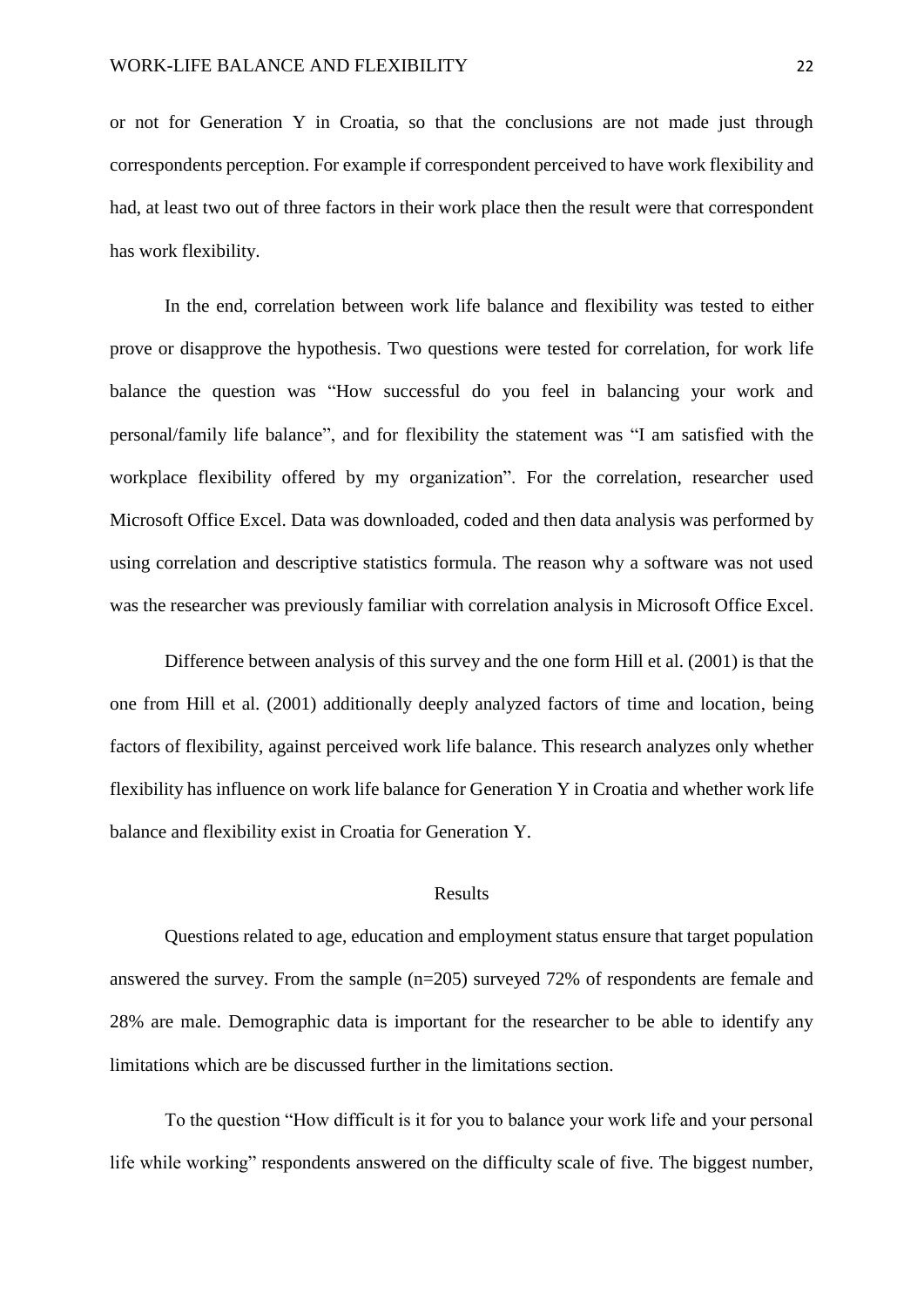or not for Generation Y in Croatia, so that the conclusions are not made just through correspondents perception. For example if correspondent perceived to have work flexibility and had, at least two out of three factors in their work place then the result were that correspondent has work flexibility.

In the end, correlation between work life balance and flexibility was tested to either prove or disapprove the hypothesis. Two questions were tested for correlation, for work life balance the question was "How successful do you feel in balancing your work and personal/family life balance", and for flexibility the statement was "I am satisfied with the workplace flexibility offered by my organization". For the correlation, researcher used Microsoft Office Excel. Data was downloaded, coded and then data analysis was performed by using correlation and descriptive statistics formula. The reason why a software was not used was the researcher was previously familiar with correlation analysis in Microsoft Office Excel.

Difference between analysis of this survey and the one form Hill et al. (2001) is that the one from Hill et al. (2001) additionally deeply analyzed factors of time and location, being factors of flexibility, against perceived work life balance. This research analyzes only whether flexibility has influence on work life balance for Generation Y in Croatia and whether work life balance and flexibility exist in Croatia for Generation Y.

## Results

Questions related to age, education and employment status ensure that target population answered the survey. From the sample (n=205) surveyed 72% of respondents are female and 28% are male. Demographic data is important for the researcher to be able to identify any limitations which are be discussed further in the limitations section.

To the question "How difficult is it for you to balance your work life and your personal life while working" respondents answered on the difficulty scale of five. The biggest number,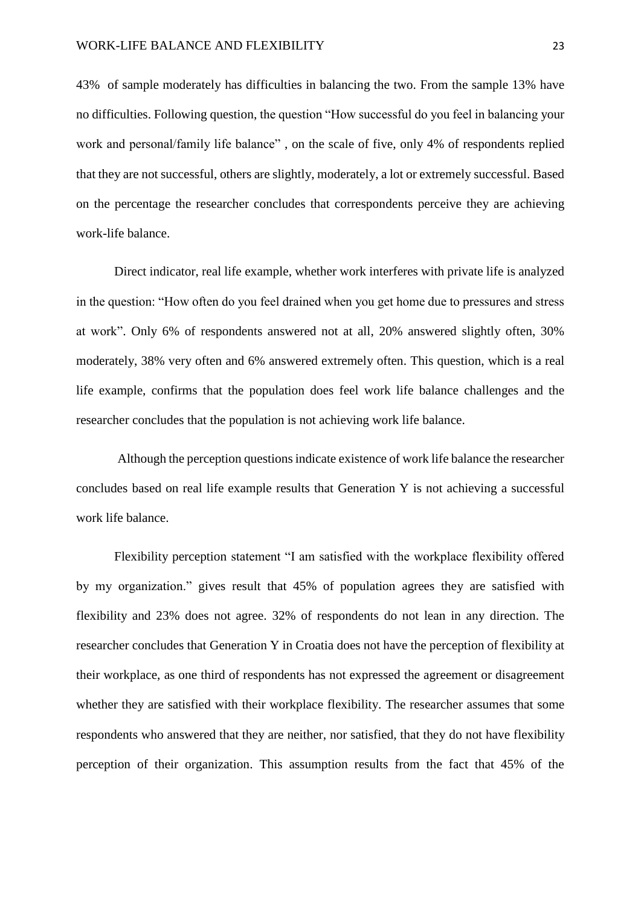43% of sample moderately has difficulties in balancing the two. From the sample 13% have no difficulties. Following question, the question "How successful do you feel in balancing your work and personal/family life balance" , on the scale of five, only 4% of respondents replied that they are not successful, others are slightly, moderately, a lot or extremely successful. Based on the percentage the researcher concludes that correspondents perceive they are achieving work-life balance.

Direct indicator, real life example, whether work interferes with private life is analyzed in the question: "How often do you feel drained when you get home due to pressures and stress at work". Only 6% of respondents answered not at all, 20% answered slightly often, 30% moderately, 38% very often and 6% answered extremely often. This question, which is a real life example, confirms that the population does feel work life balance challenges and the researcher concludes that the population is not achieving work life balance.

Although the perception questions indicate existence of work life balance the researcher concludes based on real life example results that Generation Y is not achieving a successful work life balance.

Flexibility perception statement "I am satisfied with the workplace flexibility offered by my organization." gives result that 45% of population agrees they are satisfied with flexibility and 23% does not agree. 32% of respondents do not lean in any direction. The researcher concludes that Generation Y in Croatia does not have the perception of flexibility at their workplace, as one third of respondents has not expressed the agreement or disagreement whether they are satisfied with their workplace flexibility. The researcher assumes that some respondents who answered that they are neither, nor satisfied, that they do not have flexibility perception of their organization. This assumption results from the fact that 45% of the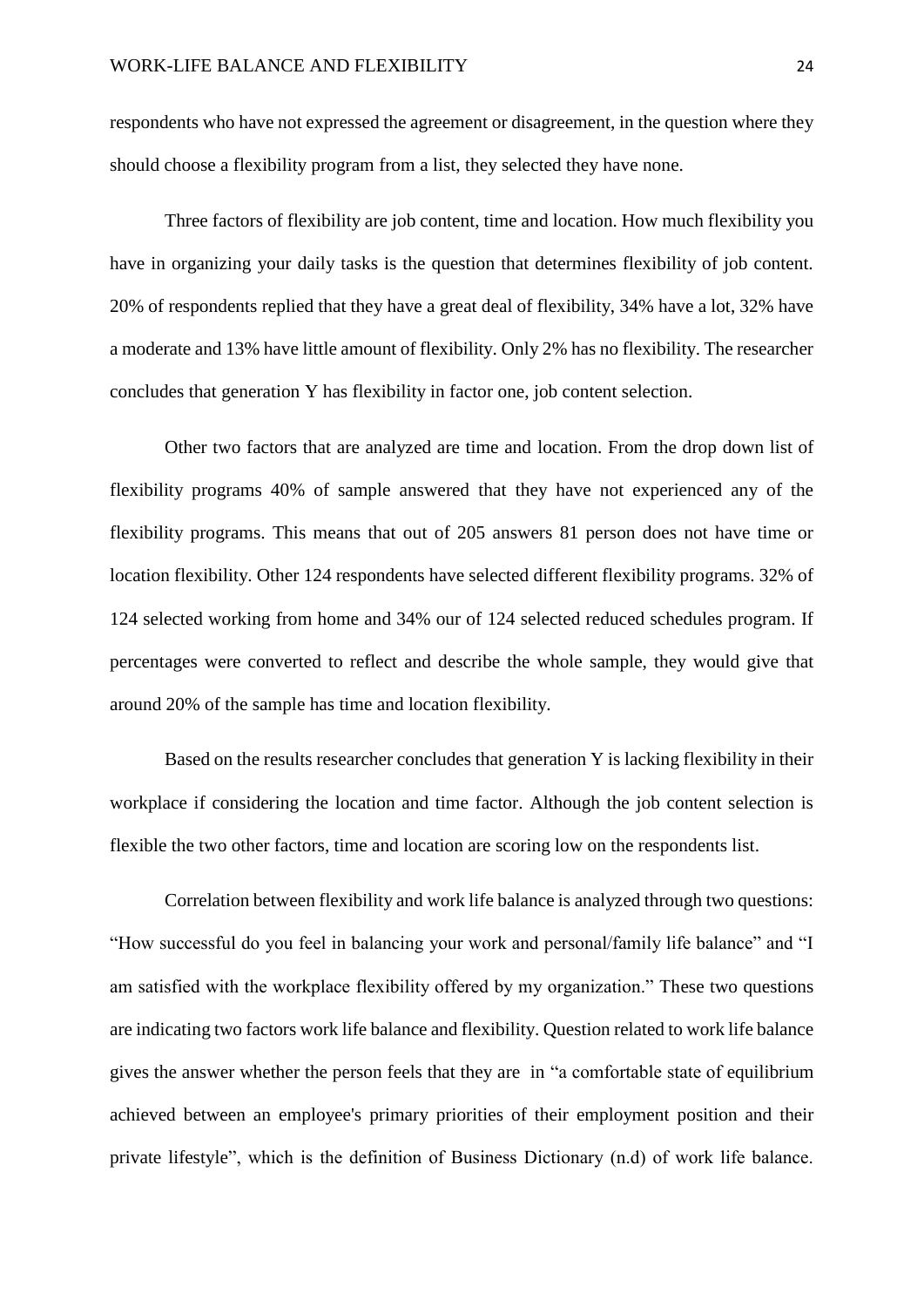respondents who have not expressed the agreement or disagreement, in the question where they should choose a flexibility program from a list, they selected they have none.

Three factors of flexibility are job content, time and location. How much flexibility you have in organizing your daily tasks is the question that determines flexibility of job content. 20% of respondents replied that they have a great deal of flexibility, 34% have a lot, 32% have a moderate and 13% have little amount of flexibility. Only 2% has no flexibility. The researcher concludes that generation Y has flexibility in factor one, job content selection.

Other two factors that are analyzed are time and location. From the drop down list of flexibility programs 40% of sample answered that they have not experienced any of the flexibility programs. This means that out of 205 answers 81 person does not have time or location flexibility. Other 124 respondents have selected different flexibility programs. 32% of 124 selected working from home and 34% our of 124 selected reduced schedules program. If percentages were converted to reflect and describe the whole sample, they would give that around 20% of the sample has time and location flexibility.

Based on the results researcher concludes that generation Y is lacking flexibility in their workplace if considering the location and time factor. Although the job content selection is flexible the two other factors, time and location are scoring low on the respondents list.

Correlation between flexibility and work life balance is analyzed through two questions: "How successful do you feel in balancing your work and personal/family life balance" and "I am satisfied with the workplace flexibility offered by my organization." These two questions are indicating two factors work life balance and flexibility. Question related to work life balance gives the answer whether the person feels that they are in "a comfortable state of equilibrium achieved between an employee's primary priorities of their employment position and their private lifestyle", which is the definition of Business Dictionary (n.d) of work life balance.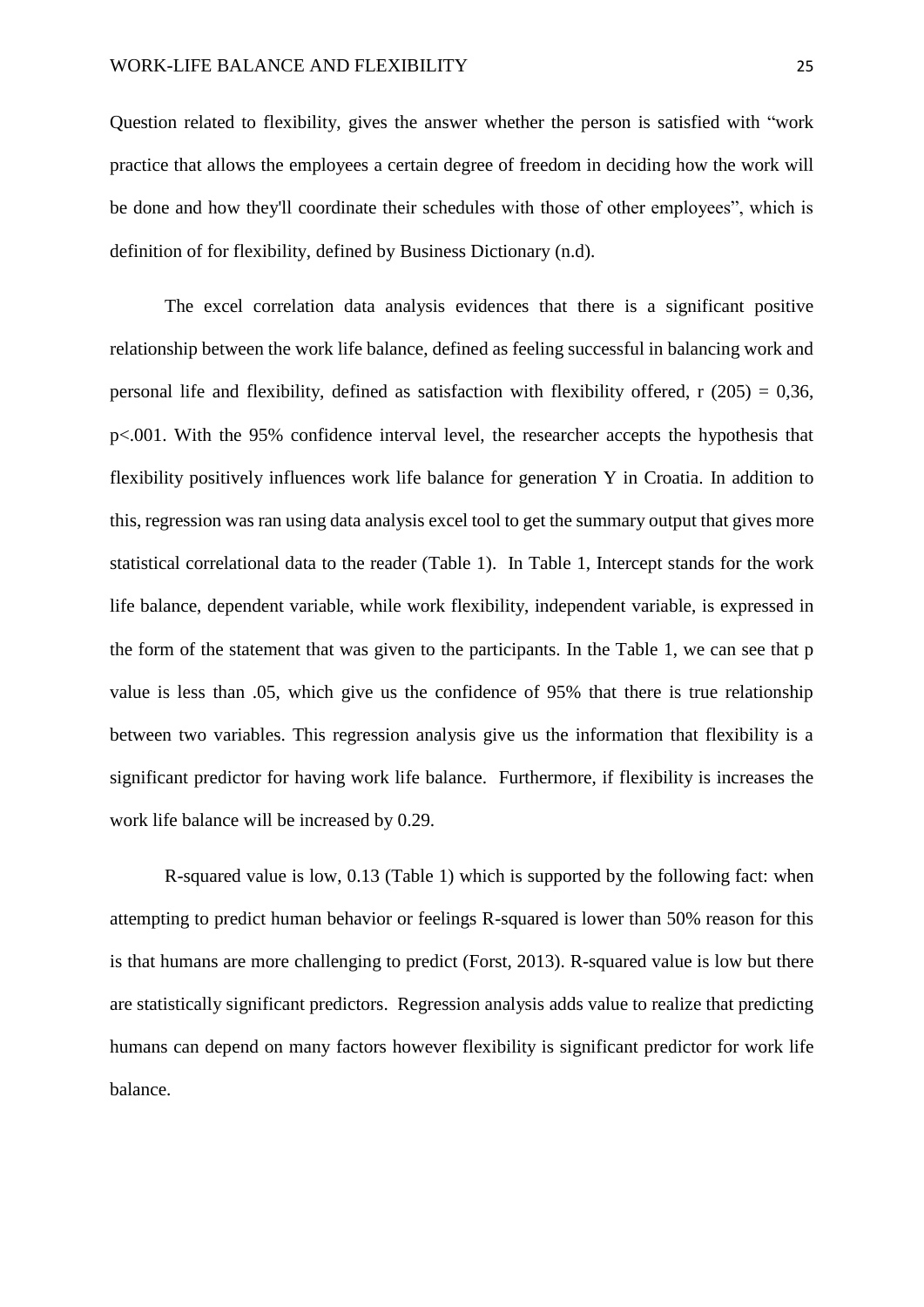Question related to flexibility, gives the answer whether the person is satisfied with "work practice that allows the employees a certain degree of freedom in deciding how the work will be done and how they'll coordinate their schedules with those of other employees", which is definition of for flexibility, defined by Business Dictionary (n.d).

The excel correlation data analysis evidences that there is a significant positive relationship between the work life balance, defined as feeling successful in balancing work and personal life and flexibility, defined as satisfaction with flexibility offered, $r\ (205) = 0{,}36$, $p<.001$. With the 95% confidence interval level, the researcher accepts the hypothesis that flexibility positively influences work life balance for generation Y in Croatia. In addition to this, regression was ran using data analysis excel tool to get the summary output that gives more statistical correlational data to the reader (Table 1). In Table 1, Intercept stands for the work life balance, dependent variable, while work flexibility, independent variable, is expressed in the form of the statement that was given to the participants. In the Table 1, we can see that p value is less than .05, which give us the confidence of 95% that there is true relationship between two variables. This regression analysis give us the information that flexibility is a significant predictor for having work life balance. Furthermore, if flexibility is increases the work life balance will be increased by 0.29.

R-squared value is low, 0.13 (Table 1) which is supported by the following fact: when attempting to predict human behavior or feelings R-squared is lower than 50% reason for this is that humans are more challenging to predict (Forst, 2013). R-squared value is low but there are statistically significant predictors. Regression analysis adds value to realize that predicting humans can depend on many factors however flexibility is significant predictor for work life balance.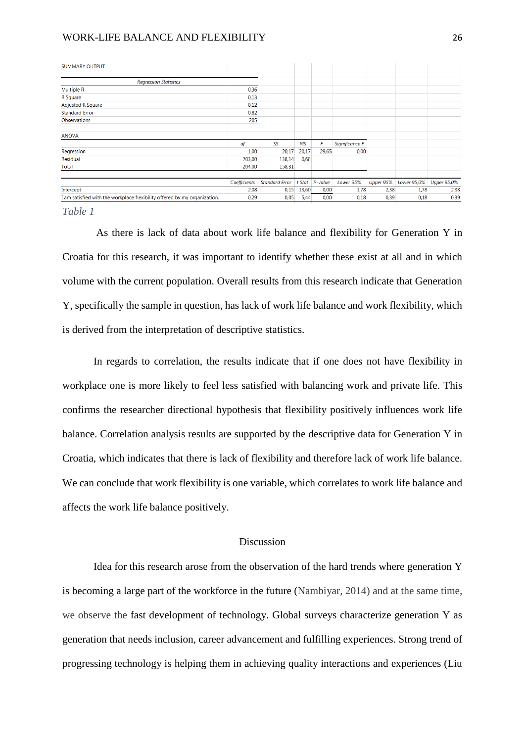| SUMMARY OUTPUT | | | | | | | | | |
|---|---|---|---|---|---|---|---|---|---|
| *Regression Statistics* | | | | | | | | | |
| Multiple R | 0,36 | | | | | | | | |
| R Square | 0,13 | | | | | | | | |
| Adjusted R Square | 0,12 | | | | | | | | |
| Standard Error | 0,82 | | | | | | | | |
| Observations | 205 | | | | | | | | |
| | | | | | | | | | |
| ANOVA | | | | | | | | | |
| | *df* | *SS* | *MS* | *F* | *Significance F* | | | | |
| Regression | 1,00 | 20,17 | 20,17 | 29,65 | 0,00 | | | | |
| Residual | 203,00 | 138,14 | 0,68 | | | | | | |
| Total | 204,00 | 158,31 | | | | | | | |
| | | | | | | | | | |
| | *Coefficients* | *Standard Error* | *t Stat* | *P-value* | *Lower 95%* | *Upper 95%* | *Lower 95,0%* | *Upper 95,0%* | |
| Intercept | 2,08 | 0,15 | 13,60 | 0,00 | 1,78 | 2,38 | 1,78 | 2,38 | |
| I am satisfied with the workplace flexibility offered by my organization. | 0,29 | 0,05 | 5,44 | 0,00 | 0,18 | 0,39 | 0,18 | 0,39 | |

*Table 1*

As there is lack of data about work life balance and flexibility for Generation Y in Croatia for this research, it was important to identify whether these exist at all and in which volume with the current population. Overall results from this research indicate that Generation Y, specifically the sample in question, has lack of work life balance and work flexibility, which is derived from the interpretation of descriptive statistics.

In regards to correlation, the results indicate that if one does not have flexibility in workplace one is more likely to feel less satisfied with balancing work and private life. This confirms the researcher directional hypothesis that flexibility positively influences work life balance. Correlation analysis results are supported by the descriptive data for Generation Y in Croatia, which indicates that there is lack of flexibility and therefore lack of work life balance. We can conclude that work flexibility is one variable, which correlates to work life balance and affects the work life balance positively.

## Discussion

Idea for this research arose from the observation of the hard trends where generation Y is becoming a large part of the workforce in the future (Nambiyar, 2014) and at the same time, we observe the fast development of technology. Global surveys characterize generation Y as generation that needs inclusion, career advancement and fulfilling experiences. Strong trend of progressing technology is helping them in achieving quality interactions and experiences (Liu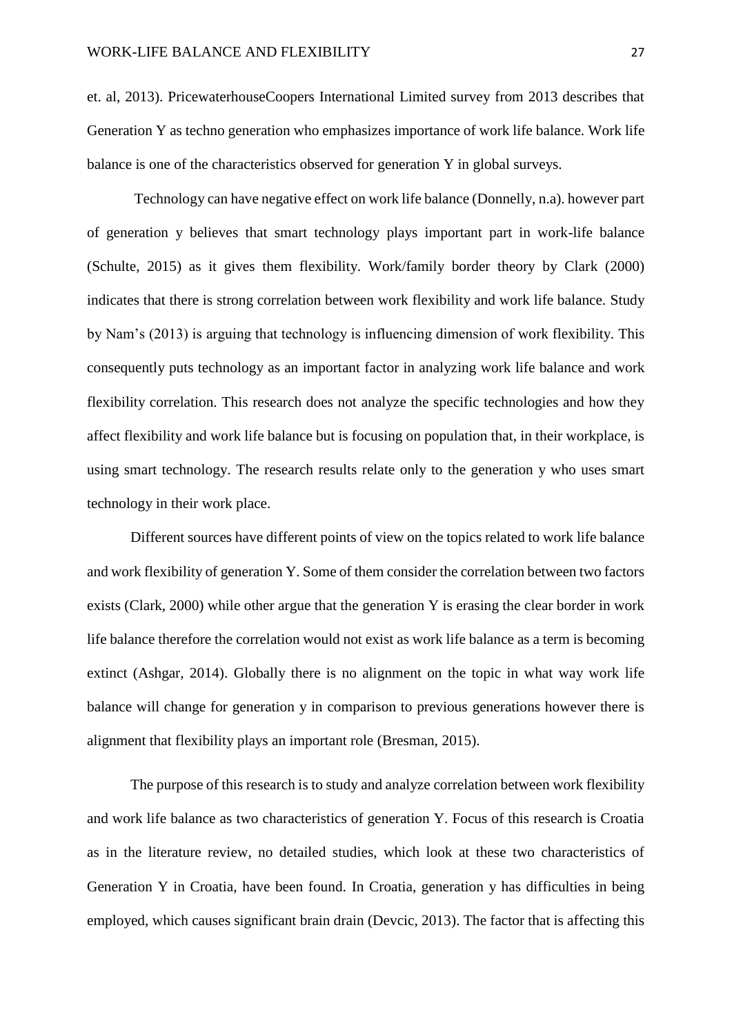et. al, 2013). PricewaterhouseCoopers International Limited survey from 2013 describes that Generation Y as techno generation who emphasizes importance of work life balance. Work life balance is one of the characteristics observed for generation Y in global surveys.

Technology can have negative effect on work life balance (Donnelly, n.a). however part of generation y believes that smart technology plays important part in work-life balance (Schulte, 2015) as it gives them flexibility. Work/family border theory by Clark (2000) indicates that there is strong correlation between work flexibility and work life balance. Study by Nam's (2013) is arguing that technology is influencing dimension of work flexibility. This consequently puts technology as an important factor in analyzing work life balance and work flexibility correlation. This research does not analyze the specific technologies and how they affect flexibility and work life balance but is focusing on population that, in their workplace, is using smart technology. The research results relate only to the generation y who uses smart technology in their work place.

Different sources have different points of view on the topics related to work life balance and work flexibility of generation Y. Some of them consider the correlation between two factors exists (Clark, 2000) while other argue that the generation Y is erasing the clear border in work life balance therefore the correlation would not exist as work life balance as a term is becoming extinct (Ashgar, 2014). Globally there is no alignment on the topic in what way work life balance will change for generation y in comparison to previous generations however there is alignment that flexibility plays an important role (Bresman, 2015).

The purpose of this research is to study and analyze correlation between work flexibility and work life balance as two characteristics of generation Y. Focus of this research is Croatia as in the literature review, no detailed studies, which look at these two characteristics of Generation Y in Croatia, have been found. In Croatia, generation y has difficulties in being employed, which causes significant brain drain (Devcic, 2013). The factor that is affecting this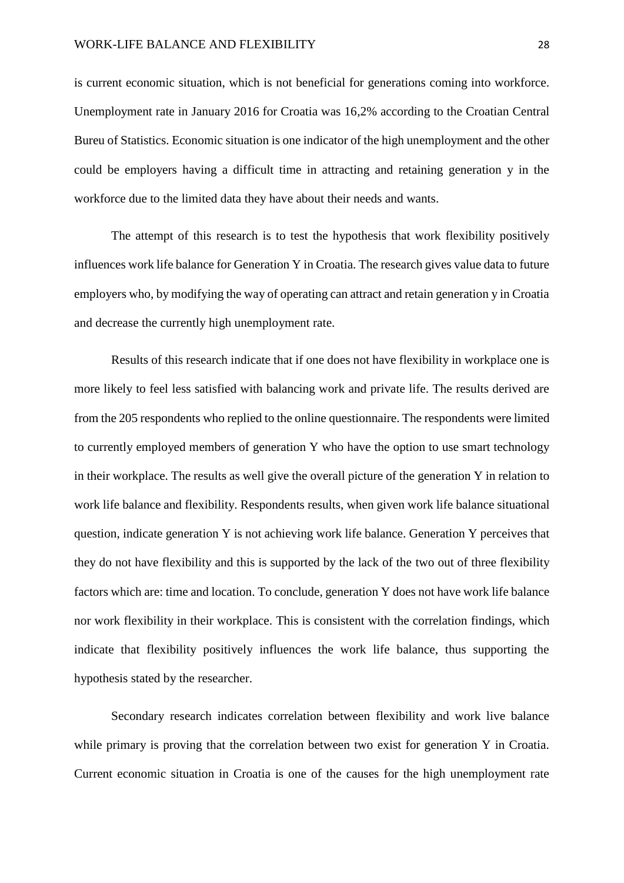is current economic situation, which is not beneficial for generations coming into workforce. Unemployment rate in January 2016 for Croatia was 16,2% according to the Croatian Central Bureu of Statistics. Economic situation is one indicator of the high unemployment and the other could be employers having a difficult time in attracting and retaining generation y in the workforce due to the limited data they have about their needs and wants.

The attempt of this research is to test the hypothesis that work flexibility positively influences work life balance for Generation Y in Croatia. The research gives value data to future employers who, by modifying the way of operating can attract and retain generation y in Croatia and decrease the currently high unemployment rate.

Results of this research indicate that if one does not have flexibility in workplace one is more likely to feel less satisfied with balancing work and private life. The results derived are from the 205 respondents who replied to the online questionnaire. The respondents were limited to currently employed members of generation Y who have the option to use smart technology in their workplace. The results as well give the overall picture of the generation Y in relation to work life balance and flexibility. Respondents results, when given work life balance situational question, indicate generation Y is not achieving work life balance. Generation Y perceives that they do not have flexibility and this is supported by the lack of the two out of three flexibility factors which are: time and location. To conclude, generation Y does not have work life balance nor work flexibility in their workplace. This is consistent with the correlation findings, which indicate that flexibility positively influences the work life balance, thus supporting the hypothesis stated by the researcher.

Secondary research indicates correlation between flexibility and work live balance while primary is proving that the correlation between two exist for generation Y in Croatia. Current economic situation in Croatia is one of the causes for the high unemployment rate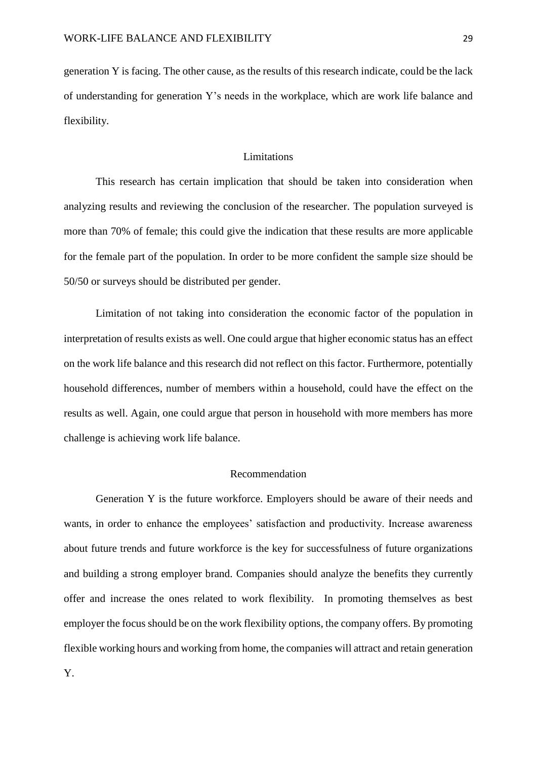generation Y is facing. The other cause, as the results of this research indicate, could be the lack of understanding for generation Y's needs in the workplace, which are work life balance and flexibility.

## Limitations

This research has certain implication that should be taken into consideration when analyzing results and reviewing the conclusion of the researcher. The population surveyed is more than 70% of female; this could give the indication that these results are more applicable for the female part of the population. In order to be more confident the sample size should be 50/50 or surveys should be distributed per gender.

Limitation of not taking into consideration the economic factor of the population in interpretation of results exists as well. One could argue that higher economic status has an effect on the work life balance and this research did not reflect on this factor. Furthermore, potentially household differences, number of members within a household, could have the effect on the results as well. Again, one could argue that person in household with more members has more challenge is achieving work life balance.

## Recommendation

Generation Y is the future workforce. Employers should be aware of their needs and wants, in order to enhance the employees' satisfaction and productivity. Increase awareness about future trends and future workforce is the key for successfulness of future organizations and building a strong employer brand. Companies should analyze the benefits they currently offer and increase the ones related to work flexibility. In promoting themselves as best employer the focus should be on the work flexibility options, the company offers. By promoting flexible working hours and working from home, the companies will attract and retain generation Y.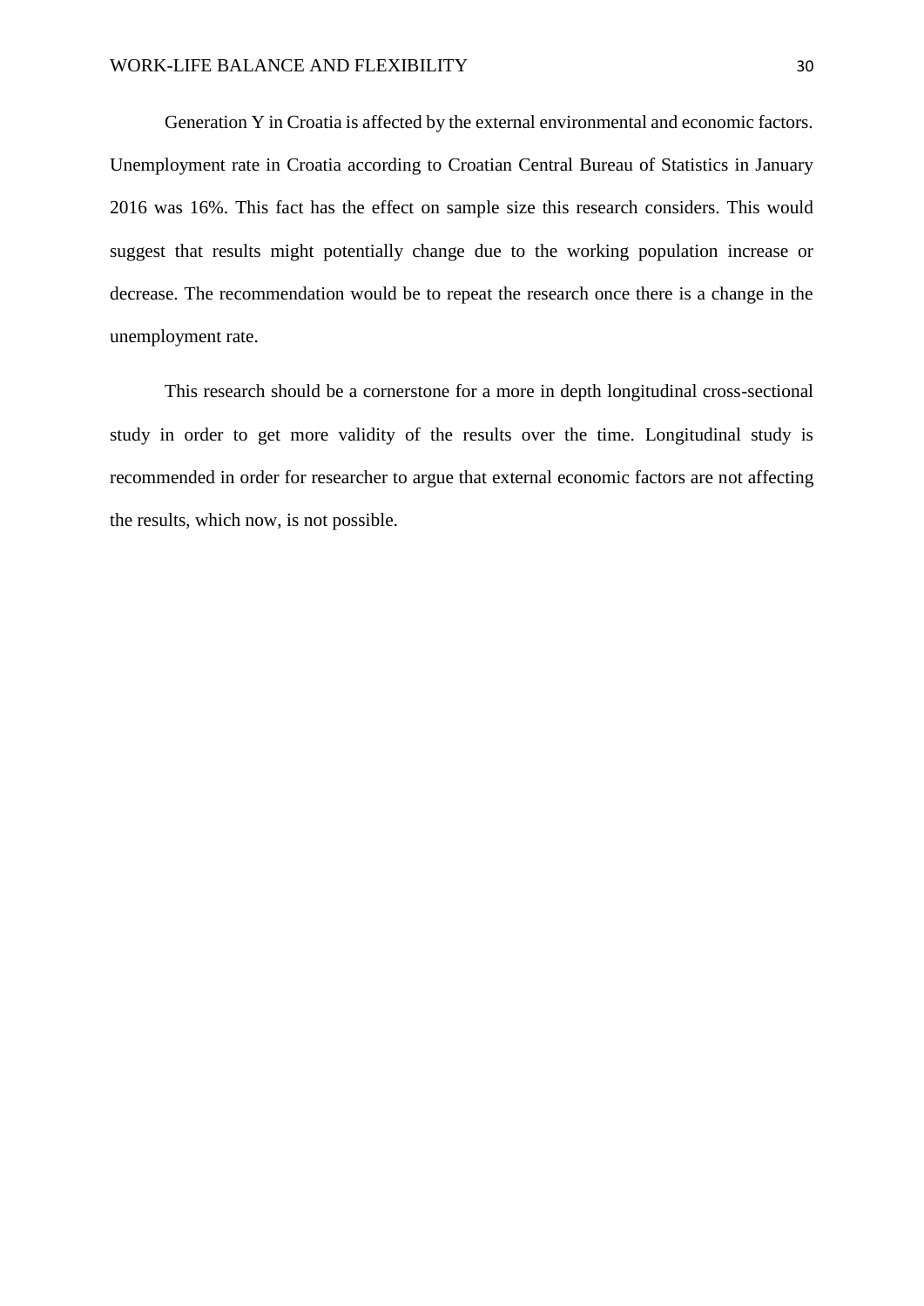Generation Y in Croatia is affected by the external environmental and economic factors. Unemployment rate in Croatia according to Croatian Central Bureau of Statistics in January 2016 was 16%. This fact has the effect on sample size this research considers. This would suggest that results might potentially change due to the working population increase or decrease. The recommendation would be to repeat the research once there is a change in the unemployment rate.

This research should be a cornerstone for a more in depth longitudinal cross-sectional study in order to get more validity of the results over the time. Longitudinal study is recommended in order for researcher to argue that external economic factors are not affecting the results, which now, is not possible.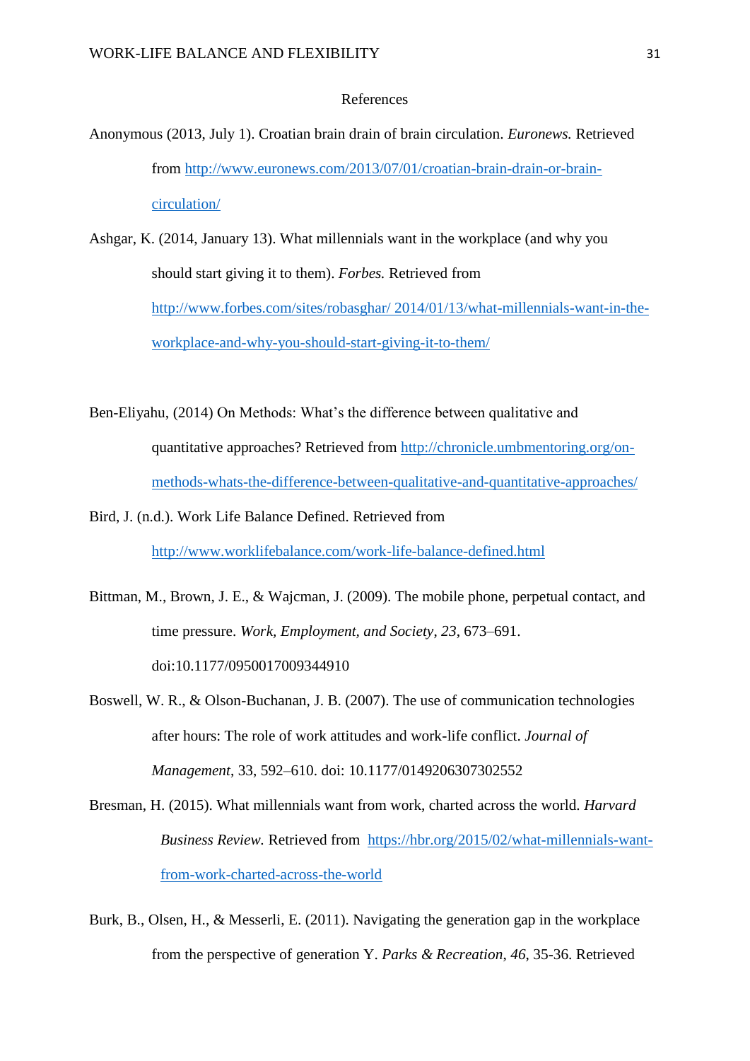# References

Anonymous (2013, July 1). Croatian brain drain of brain circulation. *Euronews.* Retrieved from http://www.euronews.com/2013/07/01/croatian-brain-drain-or-brain-circulation/

Ashgar, K. (2014, January 13). What millennials want in the workplace (and why you should start giving it to them). *Forbes.* Retrieved from http://www.forbes.com/sites/robasghar/ 2014/01/13/what-millennials-want-in-the-workplace-and-why-you-should-start-giving-it-to-them/

Ben-Eliyahu, (2014) On Methods: What's the difference between qualitative and quantitative approaches? Retrieved from http://chronicle.umbmentoring.org/on-methods-whats-the-difference-between-qualitative-and-quantitative-approaches/

Bird, J. (n.d.). Work Life Balance Defined. Retrieved from http://www.worklifebalance.com/work-life-balance-defined.html

Bittman, M., Brown, J. E., & Wajcman, J. (2009). The mobile phone, perpetual contact, and time pressure. *Work, Employment, and Society*, *23*, 673–691. doi:10.1177/0950017009344910

Boswell, W. R., & Olson-Buchanan, J. B. (2007). The use of communication technologies after hours: The role of work attitudes and work-life conflict. *Journal of Management*, 33, 592–610. doi: 10.1177/0149206307302552

Bresman, H. (2015). What millennials want from work, charted across the world. *Harvard Business Review.* Retrieved from https://hbr.org/2015/02/what-millennials-want-from-work-charted-across-the-world

Burk, B., Olsen, H., & Messerli, E. (2011). Navigating the generation gap in the workplace from the perspective of generation Y. *Parks & Recreation*, *46*, 35-36. Retrieved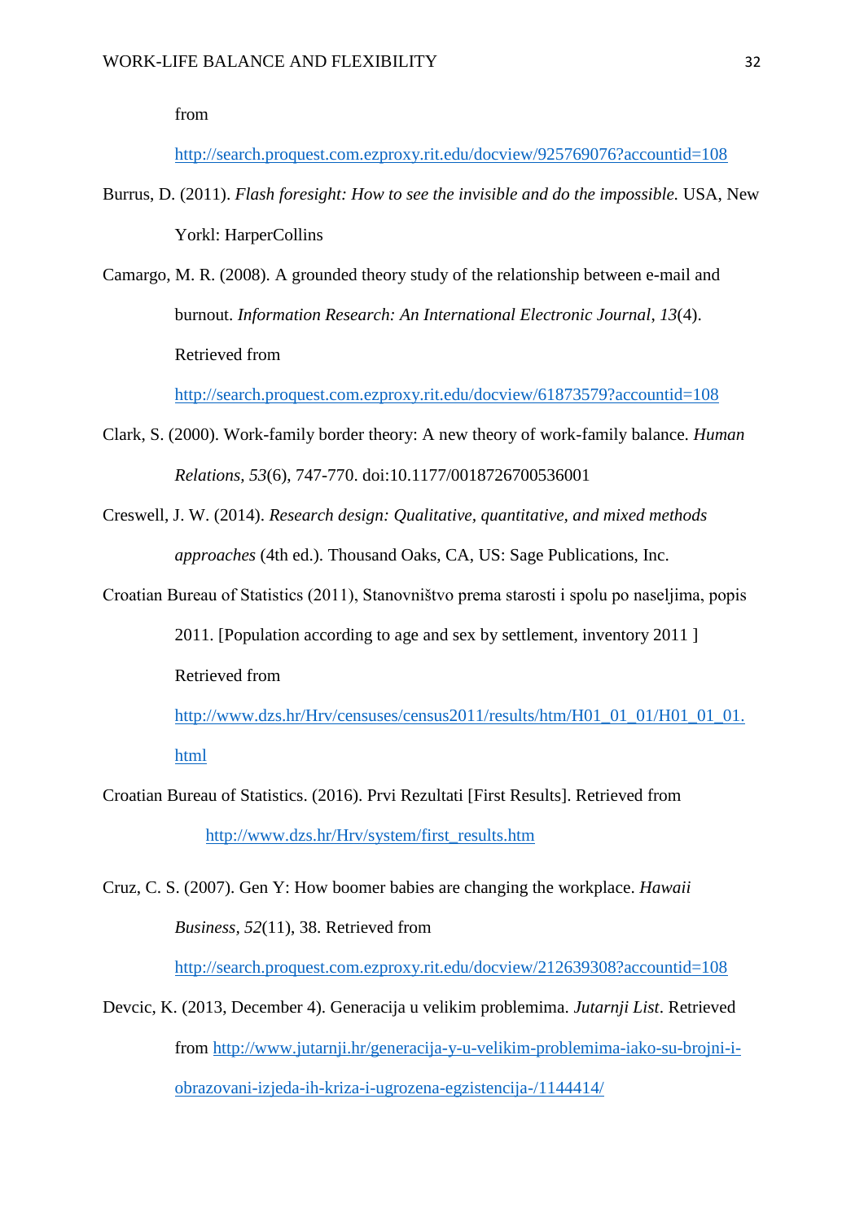from http://search.proquest.com.ezproxy.rit.edu/docview/925769076?accountid=108

Burrus, D. (2011). *Flash foresight: How to see the invisible and do the impossible.* USA, New Yorkl: HarperCollins

Camargo, M. R. (2008). A grounded theory study of the relationship between e-mail and burnout. *Information Research: An International Electronic Journal, 13*(4). Retrieved from http://search.proquest.com.ezproxy.rit.edu/docview/61873579?accountid=108

Clark, S. (2000). Work-family border theory: A new theory of work-family balance. *Human Relations, 53*(6), 747-770. doi:10.1177/0018726700536001

Creswell, J. W. (2014). *Research design: Qualitative, quantitative, and mixed methods approaches* (4th ed.). Thousand Oaks, CA, US: Sage Publications, Inc.

Croatian Bureau of Statistics (2011), Stanovništvo prema starosti i spolu po naseljima, popis 2011. [Population according to age and sex by settlement, inventory 2011 ] Retrieved from http://www.dzs.hr/Hrv/censuses/census2011/results/htm/H01_01_01/H01_01_01.html

Croatian Bureau of Statistics. (2016). Prvi Rezultati [First Results]. Retrieved from http://www.dzs.hr/Hrv/system/first_results.htm

Cruz, C. S. (2007). Gen Y: How boomer babies are changing the workplace. *Hawaii Business, 52*(11), 38. Retrieved from http://search.proquest.com.ezproxy.rit.edu/docview/212639308?accountid=108

Devcic, K. (2013, December 4). Generacija u velikim problemima. *Jutarnji List*. Retrieved from http://www.jutarnji.hr/generacija-y-u-velikim-problemima-iako-su-brojni-i-obrazovani-izjeda-ih-kriza-i-ugrozena-egzistencija-/1144414/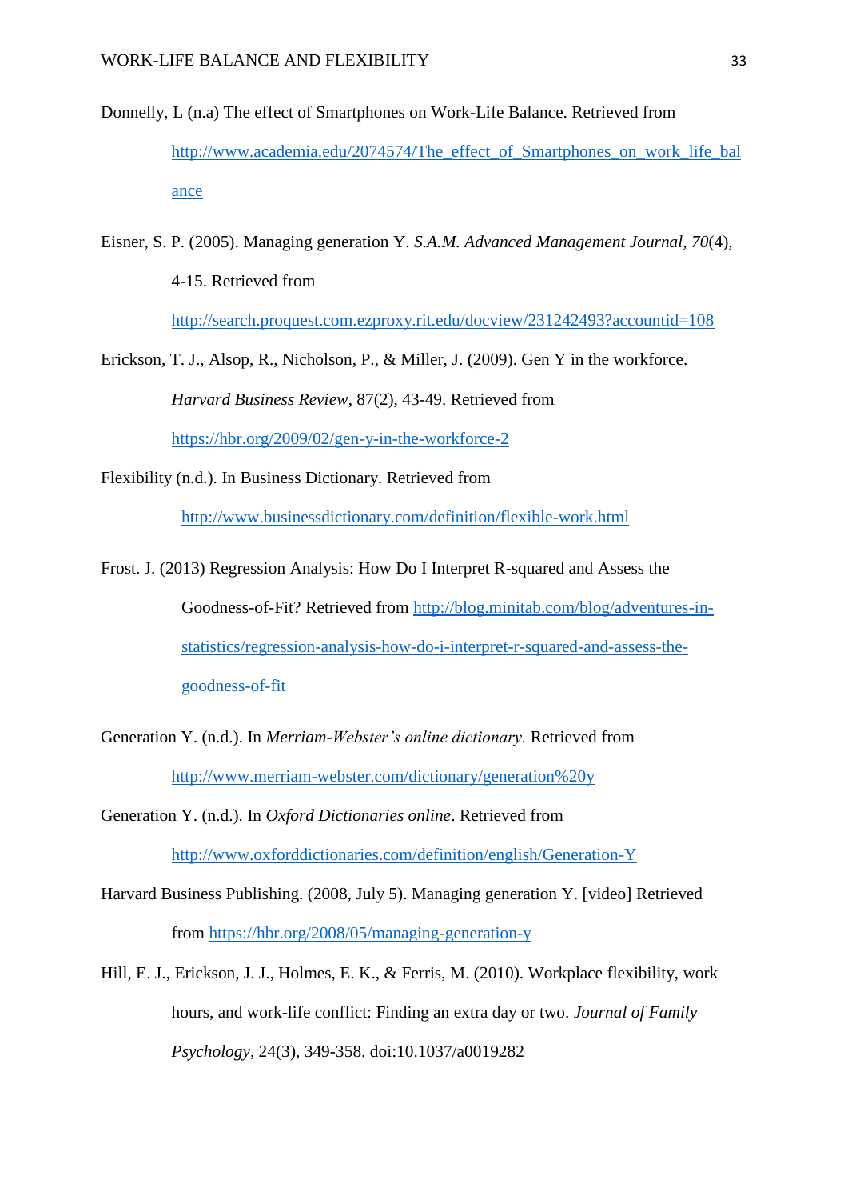Donnelly, L (n.a) The effect of Smartphones on Work-Life Balance. Retrieved from http://www.academia.edu/2074574/The_effect_of_Smartphones_on_work_life_balance

Eisner, S. P. (2005). Managing generation Y. *S.A.M. Advanced Management Journal*, *70*(4), 4-15. Retrieved from http://search.proquest.com.ezproxy.rit.edu/docview/231242493?accountid=108

Erickson, T. J., Alsop, R., Nicholson, P., & Miller, J. (2009). Gen Y in the workforce. *Harvard Business Review*, 87(2), 43-49. Retrieved from https://hbr.org/2009/02/gen-y-in-the-workforce-2

Flexibility (n.d.). In Business Dictionary. Retrieved from http://www.businessdictionary.com/definition/flexible-work.html

Frost. J. (2013) Regression Analysis: How Do I Interpret R-squared and Assess the Goodness-of-Fit? Retrieved from http://blog.minitab.com/blog/adventures-in-statistics/regression-analysis-how-do-i-interpret-r-squared-and-assess-the-goodness-of-fit

Generation Y. (n.d.). In *Merriam-Webster's online dictionary.* Retrieved from http://www.merriam-webster.com/dictionary/generation%20y

Generation Y. (n.d.). In *Oxford Dictionaries online*. Retrieved from http://www.oxforddictionaries.com/definition/english/Generation-Y

Harvard Business Publishing. (2008, July 5). Managing generation Y. [video] Retrieved from https://hbr.org/2008/05/managing-generation-y

Hill, E. J., Erickson, J. J., Holmes, E. K., & Ferris, M. (2010). Workplace flexibility, work hours, and work-life conflict: Finding an extra day or two. *Journal of Family Psychology*, 24(3), 349-358. doi:10.1037/a0019282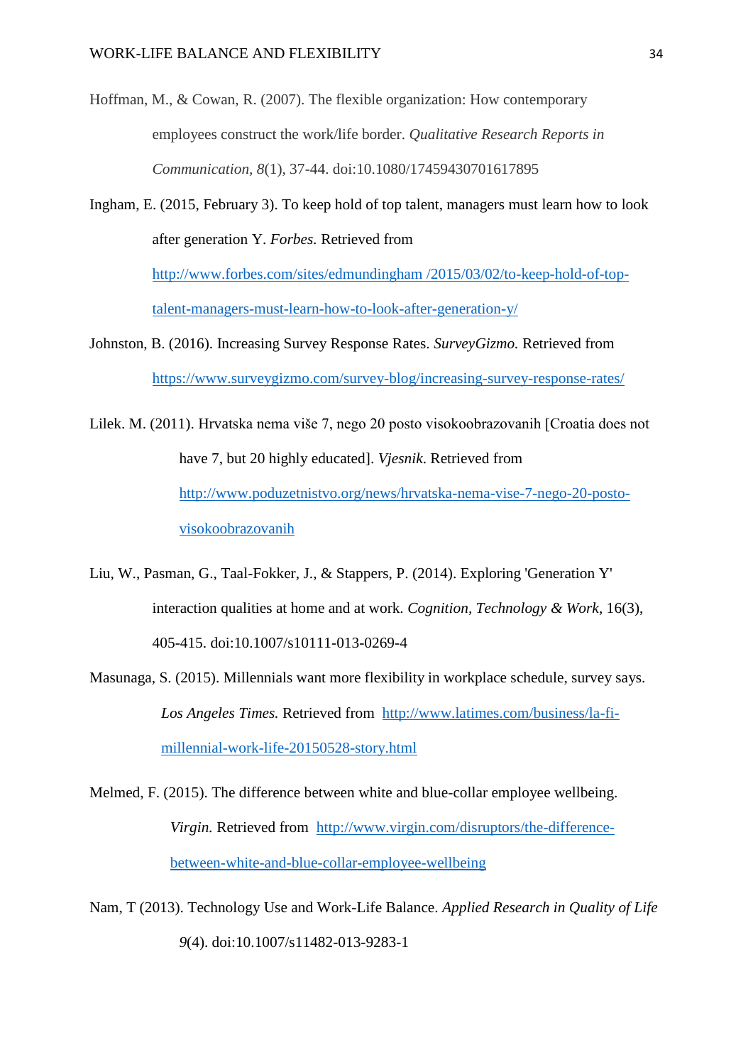Hoffman, M., & Cowan, R. (2007). The flexible organization: How contemporary employees construct the work/life border. *Qualitative Research Reports in Communication, 8*(1), 37-44. doi:10.1080/17459430701617895

Ingham, E. (2015, February 3). To keep hold of top talent, managers must learn how to look after generation Y. *Forbes.* Retrieved from http://www.forbes.com/sites/edmundingham /2015/03/02/to-keep-hold-of-top-talent-managers-must-learn-how-to-look-after-generation-y/

Johnston, B. (2016). Increasing Survey Response Rates. *SurveyGizmo.* Retrieved from https://www.surveygizmo.com/survey-blog/increasing-survey-response-rates/

Lilek. M. (2011). Hrvatska nema više 7, nego 20 posto visokoobrazovanih [Croatia does not have 7, but 20 highly educated]. *Vjesnik*. Retrieved from http://www.poduzetnistvo.org/news/hrvatska-nema-vise-7-nego-20-posto-visokoobrazovanih

Liu, W., Pasman, G., Taal-Fokker, J., & Stappers, P. (2014). Exploring 'Generation Y' interaction qualities at home and at work. *Cognition, Technology & Work*, 16(3), 405-415. doi:10.1007/s10111-013-0269-4

Masunaga, S. (2015). Millennials want more flexibility in workplace schedule, survey says. *Los Angeles Times.* Retrieved from http://www.latimes.com/business/la-fi-millennial-work-life-20150528-story.html

Melmed, F. (2015). The difference between white and blue-collar employee wellbeing. *Virgin.* Retrieved from http://www.virgin.com/disruptors/the-difference-between-white-and-blue-collar-employee-wellbeing

Nam, T (2013). Technology Use and Work-Life Balance. *Applied Research in Quality of Life 9*(4). doi:10.1007/s11482-013-9283-1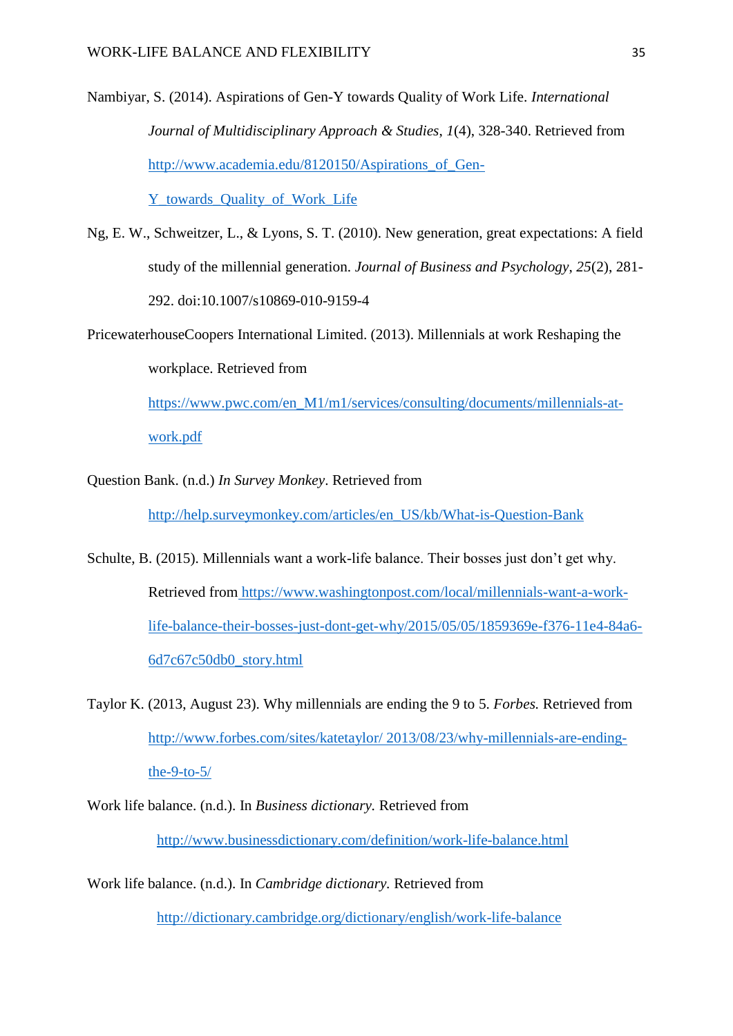Nambiyar, S. (2014). Aspirations of Gen-Y towards Quality of Work Life. *International Journal of Multidisciplinary Approach & Studies, 1*(4), 328-340. Retrieved from http://www.academia.edu/8120150/Aspirations_of_Gen-Y_towards_Quality_of_Work_Life

Ng, E. W., Schweitzer, L., & Lyons, S. T. (2010). New generation, great expectations: A field study of the millennial generation. *Journal of Business and Psychology*, *25*(2), 281-292. doi:10.1007/s10869-010-9159-4

PricewaterhouseCoopers International Limited. (2013). Millennials at work Reshaping the workplace. Retrieved from https://www.pwc.com/en_M1/m1/services/consulting/documents/millennials-at-work.pdf

Question Bank. (n.d.) *In Survey Monkey*. Retrieved from http://help.surveymonkey.com/articles/en_US/kb/What-is-Question-Bank

Schulte, B. (2015). Millennials want a work-life balance. Their bosses just don't get why. Retrieved from https://www.washingtonpost.com/local/millennials-want-a-work-life-balance-their-bosses-just-dont-get-why/2015/05/05/1859369e-f376-11e4-84a6-6d7c67c50db0_story.html

Taylor K. (2013, August 23). Why millennials are ending the 9 to 5. *Forbes.* Retrieved from http://www.forbes.com/sites/katetaylor/ 2013/08/23/why-millennials-are-ending-the-9-to-5/

Work life balance. (n.d.). In *Business dictionary.* Retrieved from http://www.businessdictionary.com/definition/work-life-balance.html

Work life balance. (n.d.). In *Cambridge dictionary.* Retrieved from http://dictionary.cambridge.org/dictionary/english/work-life-balance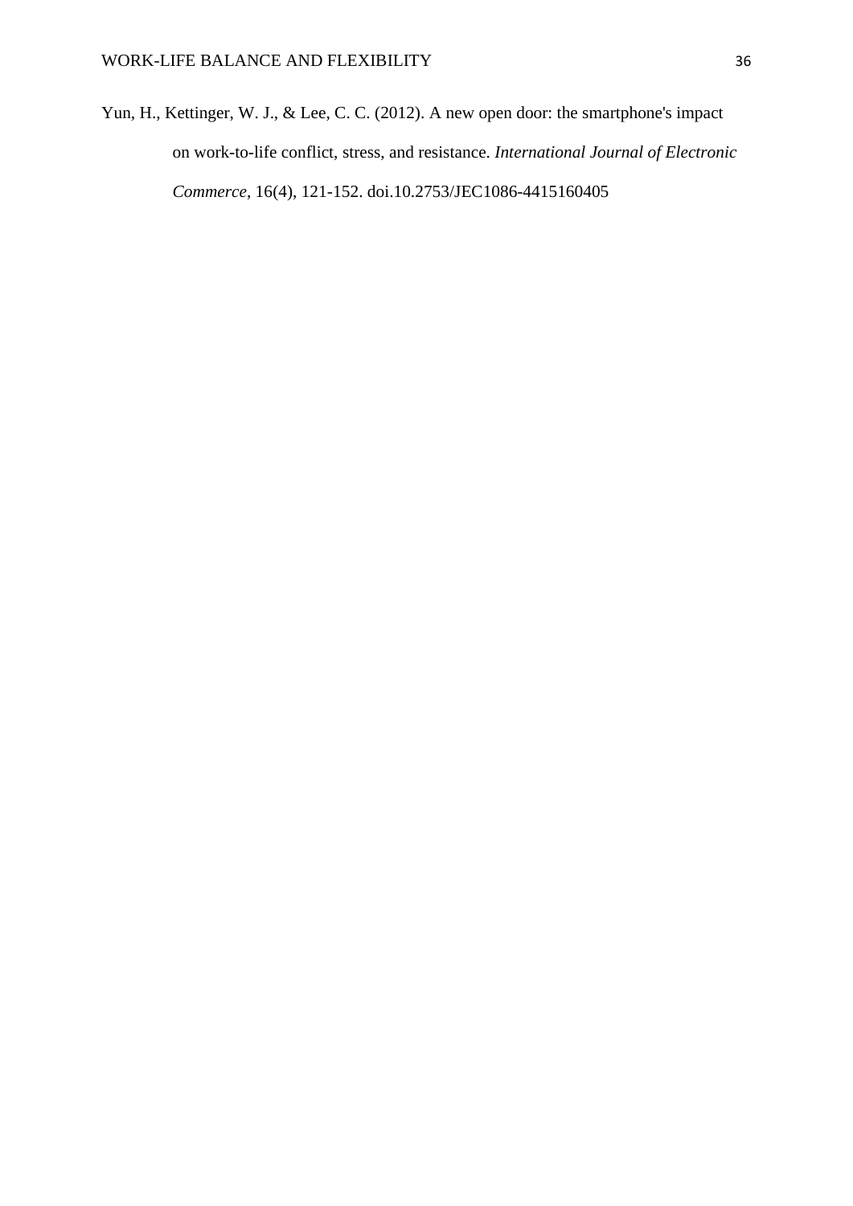Yun, H., Kettinger, W. J., & Lee, C. C. (2012). A new open door: the smartphone's impact on work-to-life conflict, stress, and resistance. *International Journal of Electronic Commerce*, 16(4), 121-152. doi.10.2753/JEC1086-4415160405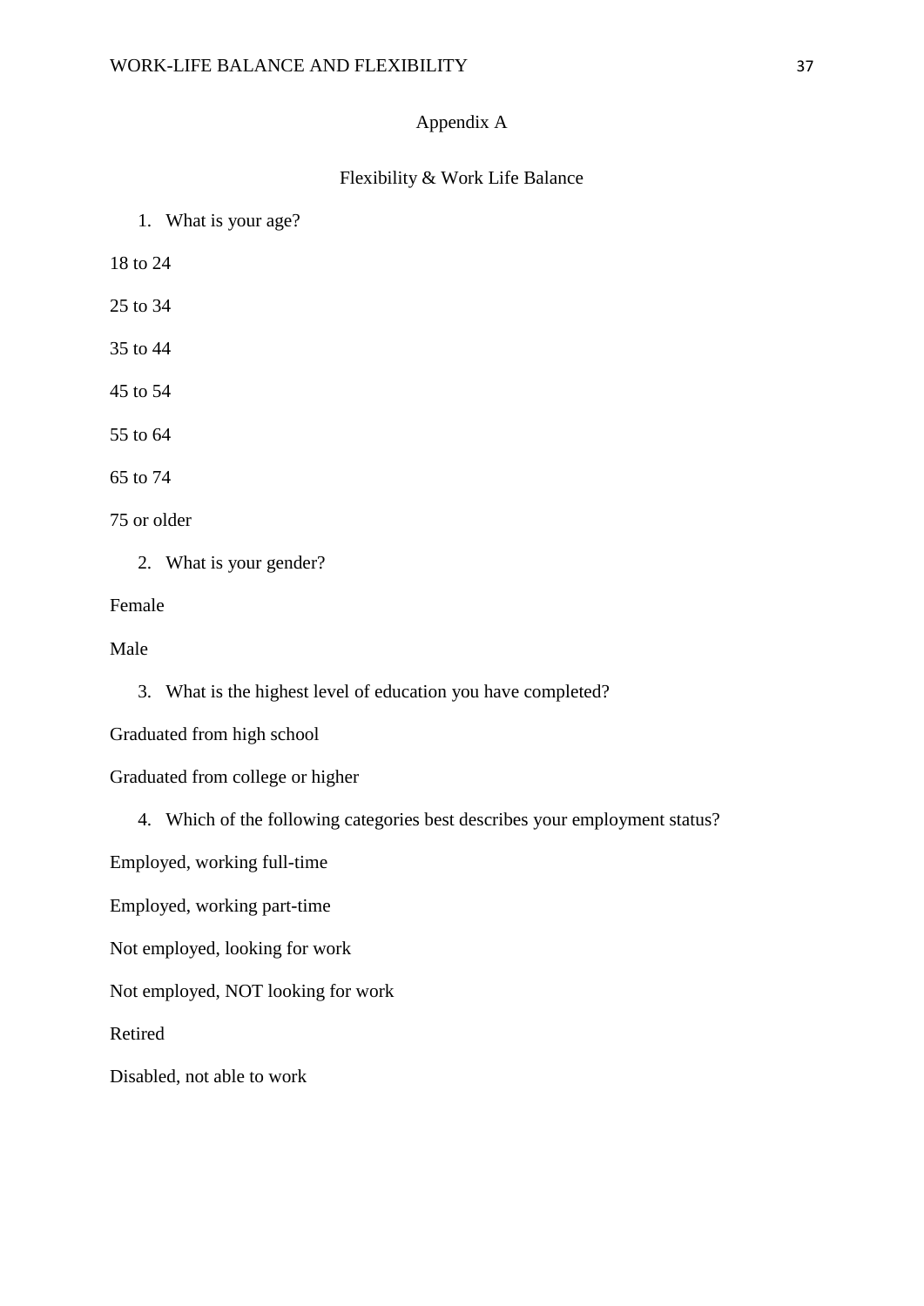# Appendix A

## Flexibility & Work Life Balance

1. What is your age?

18 to 24

25 to 34

35 to 44

45 to 54

55 to 64

65 to 74

75 or older

2. What is your gender?

Female

Male

3. What is the highest level of education you have completed?

Graduated from high school

Graduated from college or higher

4. Which of the following categories best describes your employment status?

Employed, working full-time

Employed, working part-time

Not employed, looking for work

Not employed, NOT looking for work

Retired

Disabled, not able to work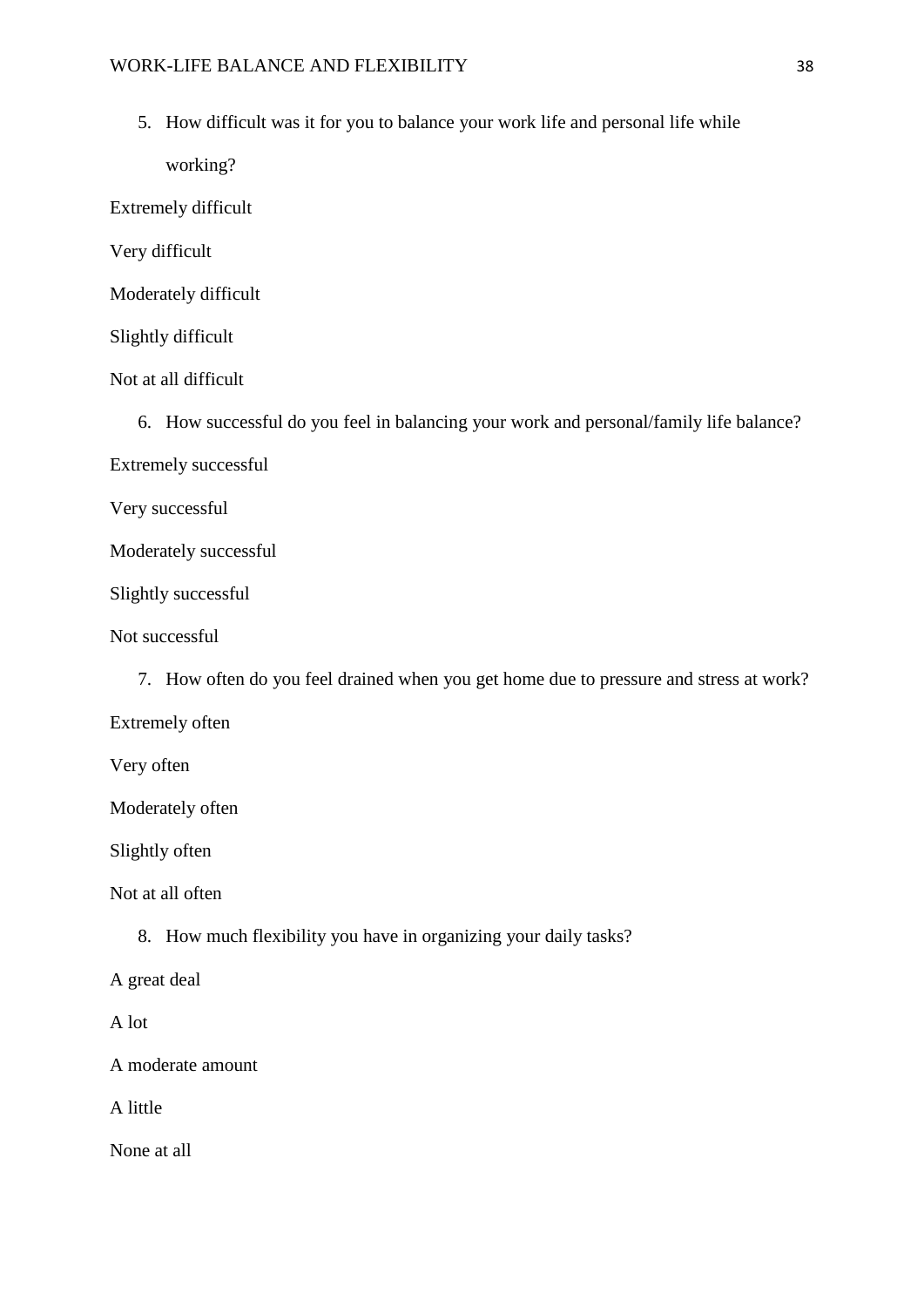5. How difficult was it for you to balance your work life and personal life while working?

Extremely difficult

Very difficult

Moderately difficult

Slightly difficult

Not at all difficult

6. How successful do you feel in balancing your work and personal/family life balance?

Extremely successful

Very successful

Moderately successful

Slightly successful

Not successful

7. How often do you feel drained when you get home due to pressure and stress at work?

Extremely often

Very often

Moderately often

Slightly often

Not at all often

8. How much flexibility you have in organizing your daily tasks?

A great deal

A lot

A moderate amount

A little

None at all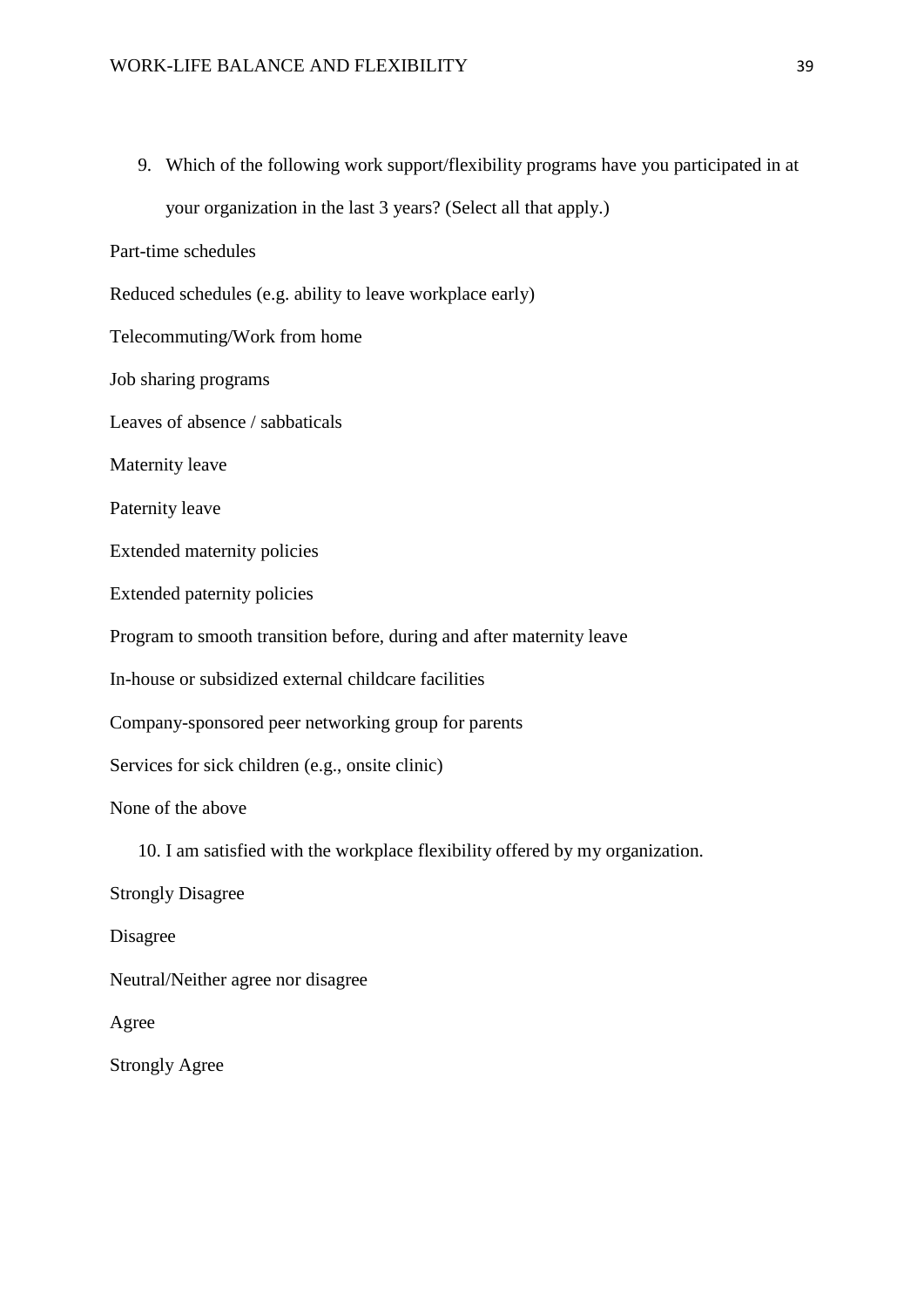9. Which of the following work support/flexibility programs have you participated in at your organization in the last 3 years? (Select all that apply.)

Part-time schedules

Reduced schedules (e.g. ability to leave workplace early)

Telecommuting/Work from home

Job sharing programs

Leaves of absence / sabbaticals

Maternity leave

Paternity leave

Extended maternity policies

Extended paternity policies

Program to smooth transition before, during and after maternity leave

In-house or subsidized external childcare facilities

Company-sponsored peer networking group for parents

Services for sick children (e.g., onsite clinic)

None of the above

10. I am satisfied with the workplace flexibility offered by my organization.

Strongly Disagree

Disagree

Neutral/Neither agree nor disagree

Agree

Strongly Agree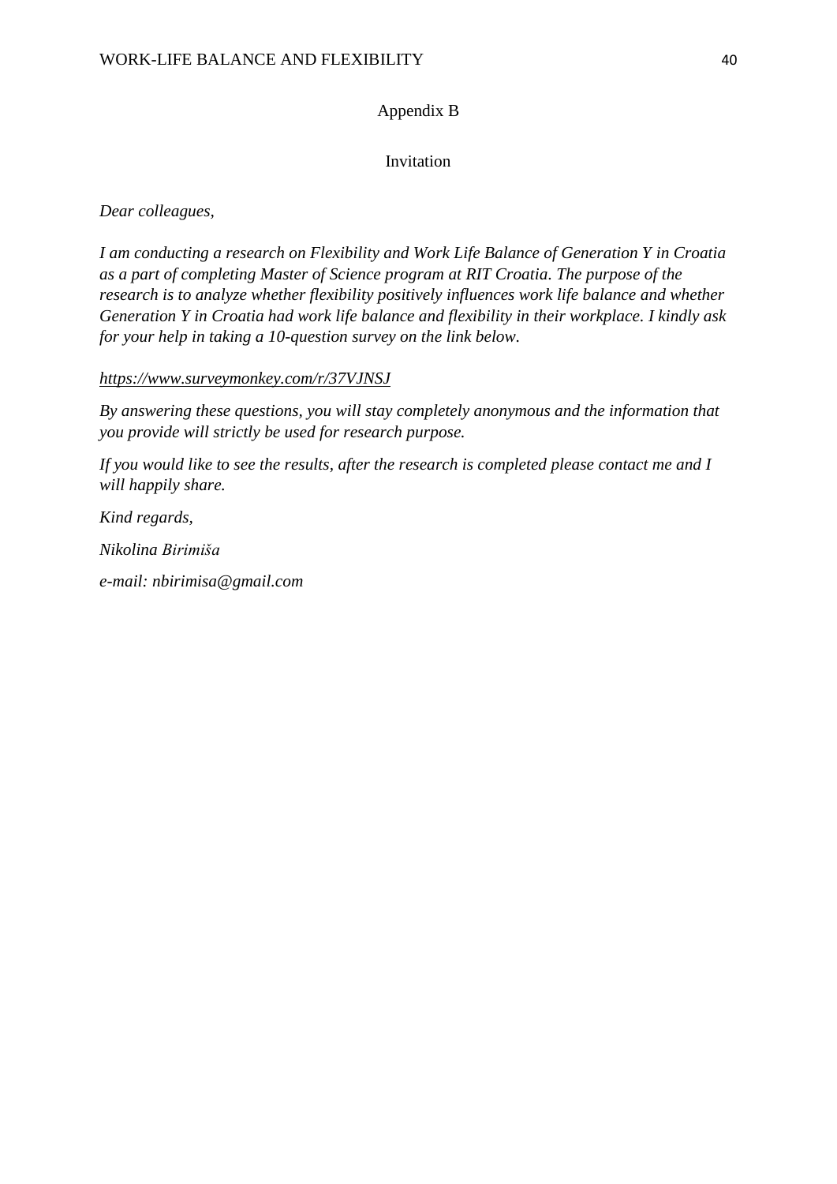# Appendix B

## Invitation

*Dear colleagues,*

*I am conducting a research on Flexibility and Work Life Balance of Generation Y in Croatia as a part of completing Master of Science program at RIT Croatia. The purpose of the research is to analyze whether flexibility positively influences work life balance and whether Generation Y in Croatia had work life balance and flexibility in their workplace. I kindly ask for your help in taking a 10-question survey on the link below.*

*https://www.surveymonkey.com/r/37VJNSJ*

*By answering these questions, you will stay completely anonymous and the information that you provide will strictly be used for research purpose.*

*If you would like to see the results, after the research is completed please contact me and I will happily share.*

*Kind regards,*

*Nikolina Birimiša*

*e-mail: nbirimisa@gmail.com*